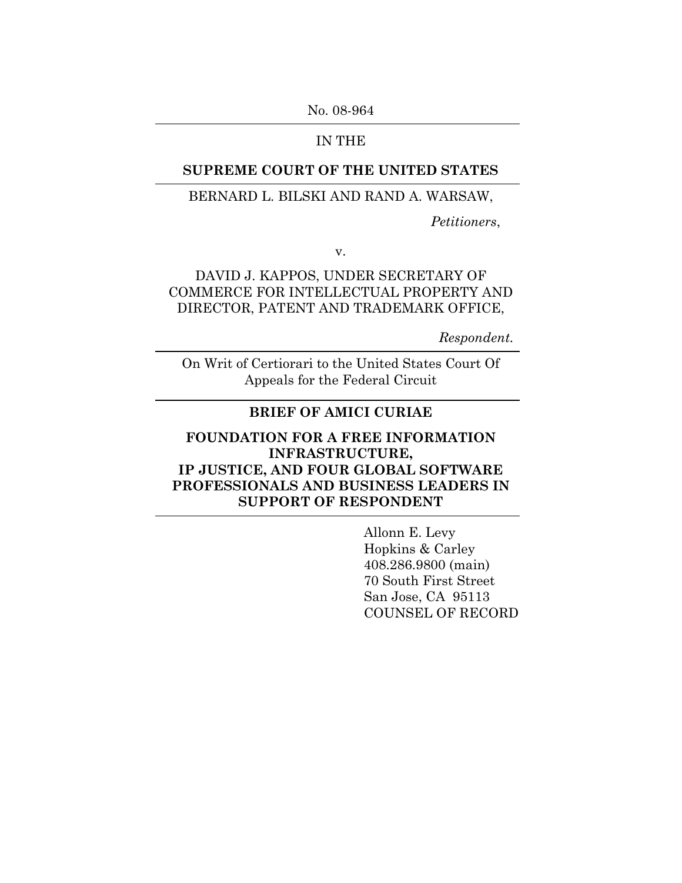No. 08-964

IN THE

**SUPREME COURT OF THE UNITED STATES**

BERNARD L. BILSKI AND RAND A. WARSAW,

*Petitioners*,

v.

DAVID J. KAPPOS, UNDER SECRETARY OF COMMERCE FOR INTELLECTUAL PROPERTY AND DIRECTOR, PATENT AND TRADEMARK OFFICE,

*Respondent.*

On Writ of Certiorari to the United States Court Of Appeals for the Federal Circuit

**BRIEF OF AMICI CURIAE**

**FOUNDATION FOR A FREE INFORMATION INFRASTRUCTURE, IP JUSTICE, AND FOUR GLOBAL SOFTWARE PROFESSIONALS AND BUSINESS LEADERS IN SUPPORT OF RESPONDENT**

Allonn E. Levy
Hopkins & Carley
408.286.9800 (main)
70 South First Street
San Jose, CA 95113
COUNSEL OF RECORD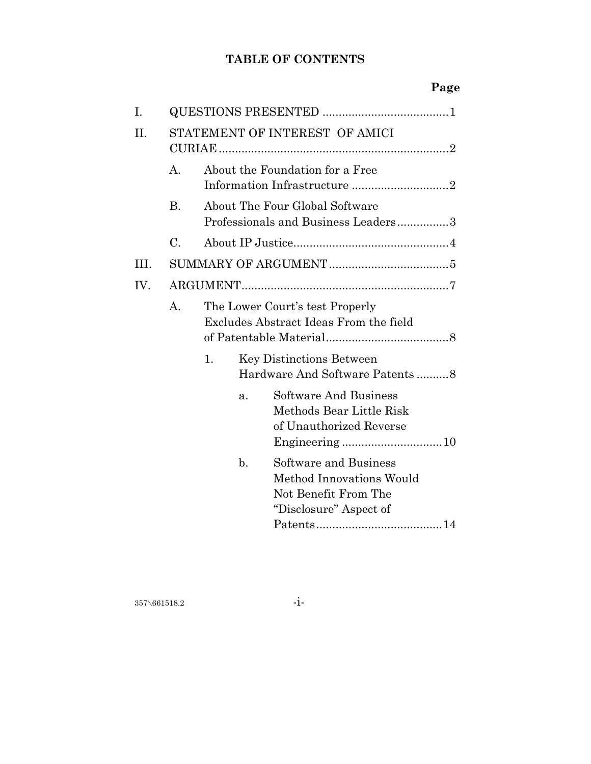# TABLE OF CONTENTS

**Page**

I. QUESTIONS PRESENTED ....................................... 1

II. STATEMENT OF INTEREST OF AMICI CURIAE ....................................................................... 2

- A. About the Foundation for a Free Information Infrastructure .............................. 2
- B. About The Four Global Software Professionals and Business Leaders ................ 3
- C. About IP Justice ................................................. 4

III. SUMMARY OF ARGUMENT ..................................... 5

IV. ARGUMENT ............................................................... 7

- A. The Lower Court's test Properly Excludes Abstract Ideas From the field of Patentable Material ...................................... 8
  - 1. Key Distinctions Between Hardware And Software Patents .......... 8
    - a. Software And Business Methods Bear Little Risk of Unauthorized Reverse Engineering ............................... 10
    - b. Software and Business Method Innovations Would Not Benefit From The "Disclosure" Aspect of Patents ....................................... 14

357\661518.2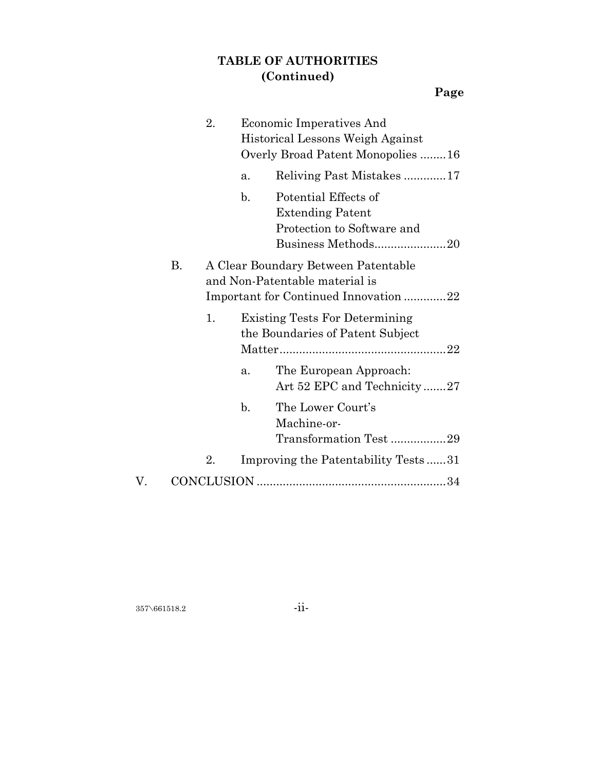**TABLE OF AUTHORITIES**
**(Continued)**

**Page**

2. Economic Imperatives And Historical Lessons Weigh Against Overly Broad Patent Monopolies ........16
   - a. Reliving Past Mistakes ............17
   - b. Potential Effects of Extending Patent Protection to Software and Business Methods......................20

B. A Clear Boundary Between Patentable and Non-Patentable material is Important for Continued Innovation ............22

1. Existing Tests For Determining the Boundaries of Patent Subject Matter...................................................22
   - a. The European Approach: Art 52 EPC and Technicity .......27
   - b. The Lower Court's Machine-or-Transformation Test .................29

2. Improving the Patentability Tests ......31

V. CONCLUSION ..........................................................34

357\661518.2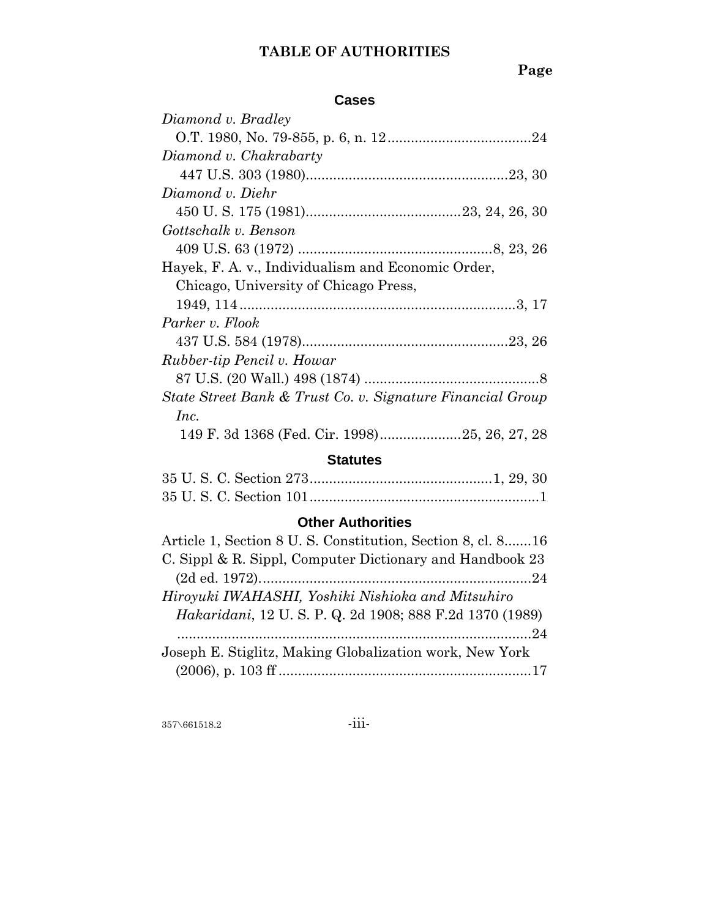# TABLE OF AUTHORITIES

**Page**

### Cases

*Diamond v. Bradley*
O.T. 1980, No. 79-855, p. 6, n. 12....................................24

*Diamond v. Chakrabarty*
447 U.S. 303 (1980)....................................................23, 30

*Diamond v. Diehr*
450 U. S. 175 (1981).......................................23, 24, 26, 30

*Gottschalk v. Benson*
409 U.S. 63 (1972) .................................................8, 23, 26

Hayek, F. A. v., Individualism and Economic Order, Chicago, University of Chicago Press, 1949, 114.......................................................................3, 17

*Parker v. Flook*
437 U.S. 584 (1978)....................................................23, 26

*Rubber-tip Pencil v. Howar*
87 U.S. (20 Wall.) 498 (1874) ............................................8

*State Street Bank & Trust Co. v. Signature Financial Group Inc.*
149 F. 3d 1368 (Fed. Cir. 1998)....................25, 26, 27, 28

### Statutes

35 U. S. C. Section 273..............................................1, 29, 30
35 U. S. C. Section 101..........................................................1

### Other Authorities

Article 1, Section 8 U. S. Constitution, Section 8, cl. 8.......16

C. Sippl & R. Sippl, Computer Dictionary and Handbook 23 (2d ed. 1972).....................................................................24

*Hiroyuki IWAHASHI, Yoshiki Nishioka and Mitsuhiro Hakaridani*, 12 U. S. P. Q. 2d 1908; 888 F.2d 1370 (1989) ..........................................................................................24

Joseph E. Stiglitz, Making Globalization work, New York (2006), p. 103 ff ................................................................17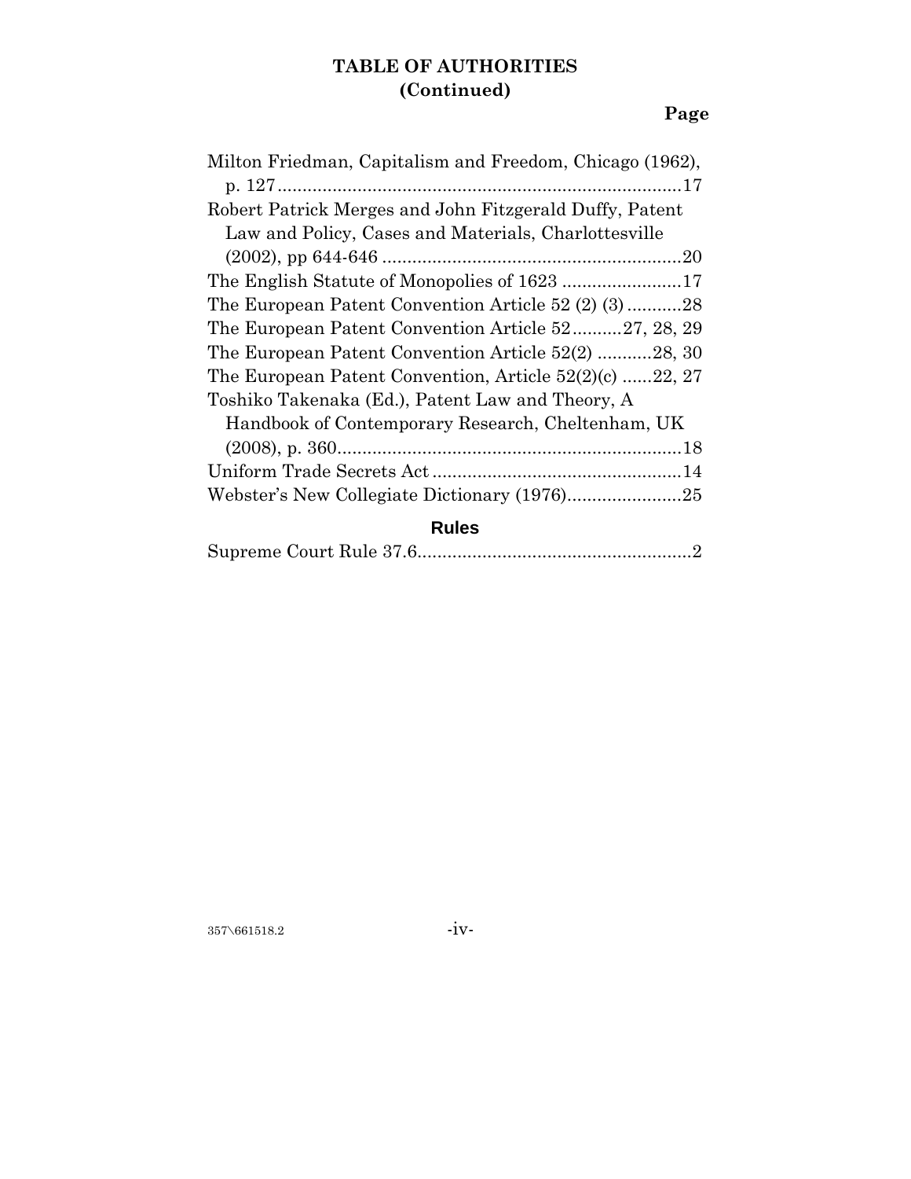# TABLE OF AUTHORITIES
# (Continued)

**Page**

Milton Friedman, Capitalism and Freedom, Chicago (1962), p. 127 ................................................................................17

Robert Patrick Merges and John Fitzgerald Duffy, Patent Law and Policy, Cases and Materials, Charlottesville (2002), pp 644-646 ............................................................20

The English Statute of Monopolies of 1623 ........................17

The European Patent Convention Article 52 (2) (3)...........28

The European Patent Convention Article 52..........27, 28, 29

The European Patent Convention Article 52(2) ...........28, 30

The European Patent Convention, Article 52(2)(c) ......22, 27

Toshiko Takenaka (Ed.), Patent Law and Theory, A Handbook of Contemporary Research, Cheltenham, UK (2008), p. 360.....................................................................18

Uniform Trade Secrets Act..................................................14

Webster's New Collegiate Dictionary (1976).......................25

## Rules

Supreme Court Rule 37.6.......................................................2

357\661518.2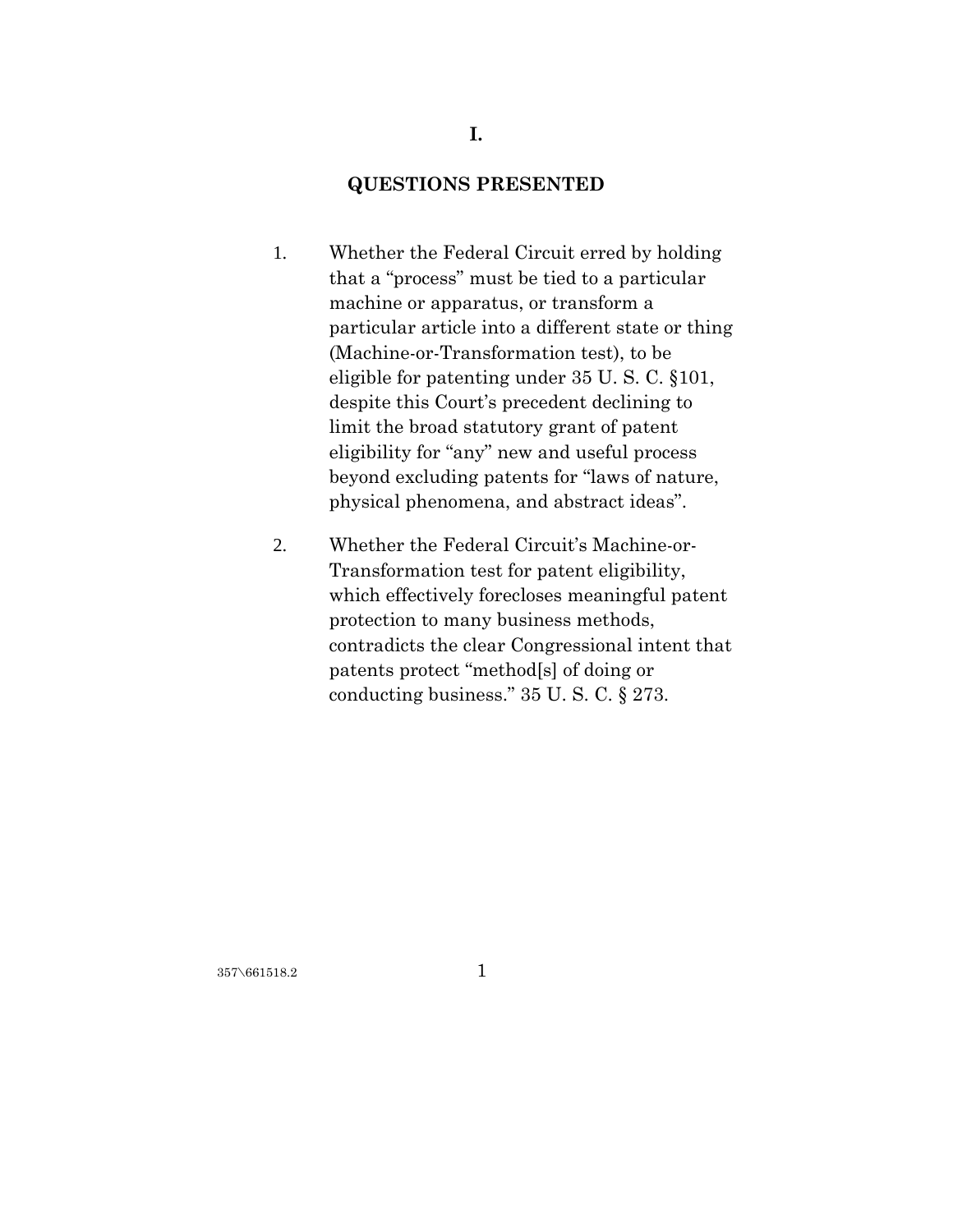# I.

## QUESTIONS PRESENTED

1. Whether the Federal Circuit erred by holding that a "process" must be tied to a particular machine or apparatus, or transform a particular article into a different state or thing (Machine-or-Transformation test), to be eligible for patenting under 35 U. S. C. §101, despite this Court's precedent declining to limit the broad statutory grant of patent eligibility for "any" new and useful process beyond excluding patents for "laws of nature, physical phenomena, and abstract ideas".

2. Whether the Federal Circuit's Machine-or-Transformation test for patent eligibility, which effectively forecloses meaningful patent protection to many business methods, contradicts the clear Congressional intent that patents protect "method[s] of doing or conducting business." 35 U. S. C. § 273.

357\661518.2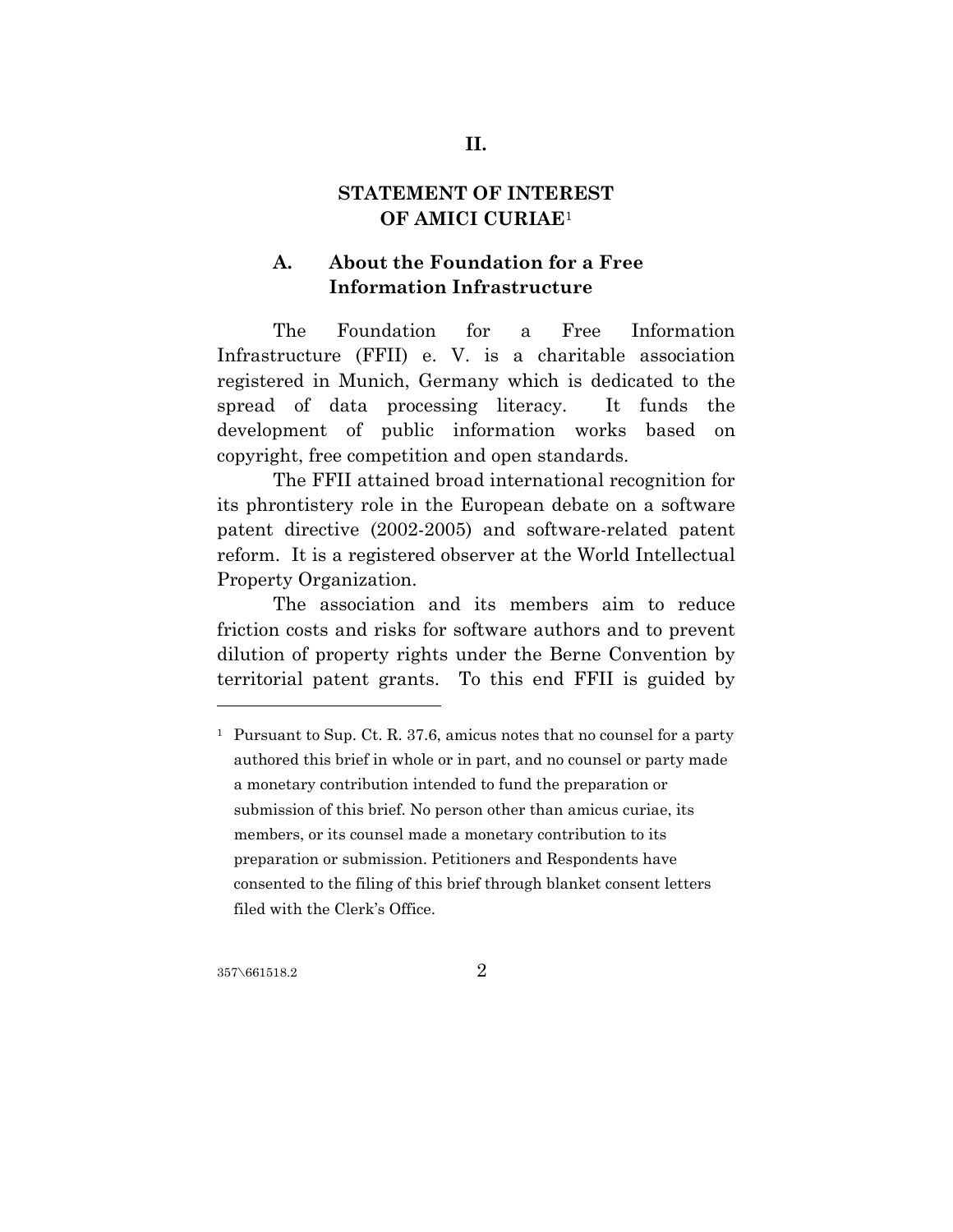## II.

## STATEMENT OF INTEREST OF AMICI CURIAE[1]

### A. About the Foundation for a Free Information Infrastructure

The Foundation for a Free Information Infrastructure (FFII) e. V. is a charitable association registered in Munich, Germany which is dedicated to the spread of data processing literacy. It funds the development of public information works based on copyright, free competition and open standards.

The FFII attained broad international recognition for its phrontistery role in the European debate on a software patent directive (2002-2005) and software-related patent reform. It is a registered observer at the World Intellectual Property Organization.

The association and its members aim to reduce friction costs and risks for software authors and to prevent dilution of property rights under the Berne Convention by territorial patent grants. To this end FFII is guided by

---

[1] Pursuant to Sup. Ct. R. 37.6, amicus notes that no counsel for a party authored this brief in whole or in part, and no counsel or party made a monetary contribution intended to fund the preparation or submission of this brief. No person other than amicus curiae, its members, or its counsel made a monetary contribution to its preparation or submission. Petitioners and Respondents have consented to the filing of this brief through blanket consent letters filed with the Clerk's Office.

357\661518.2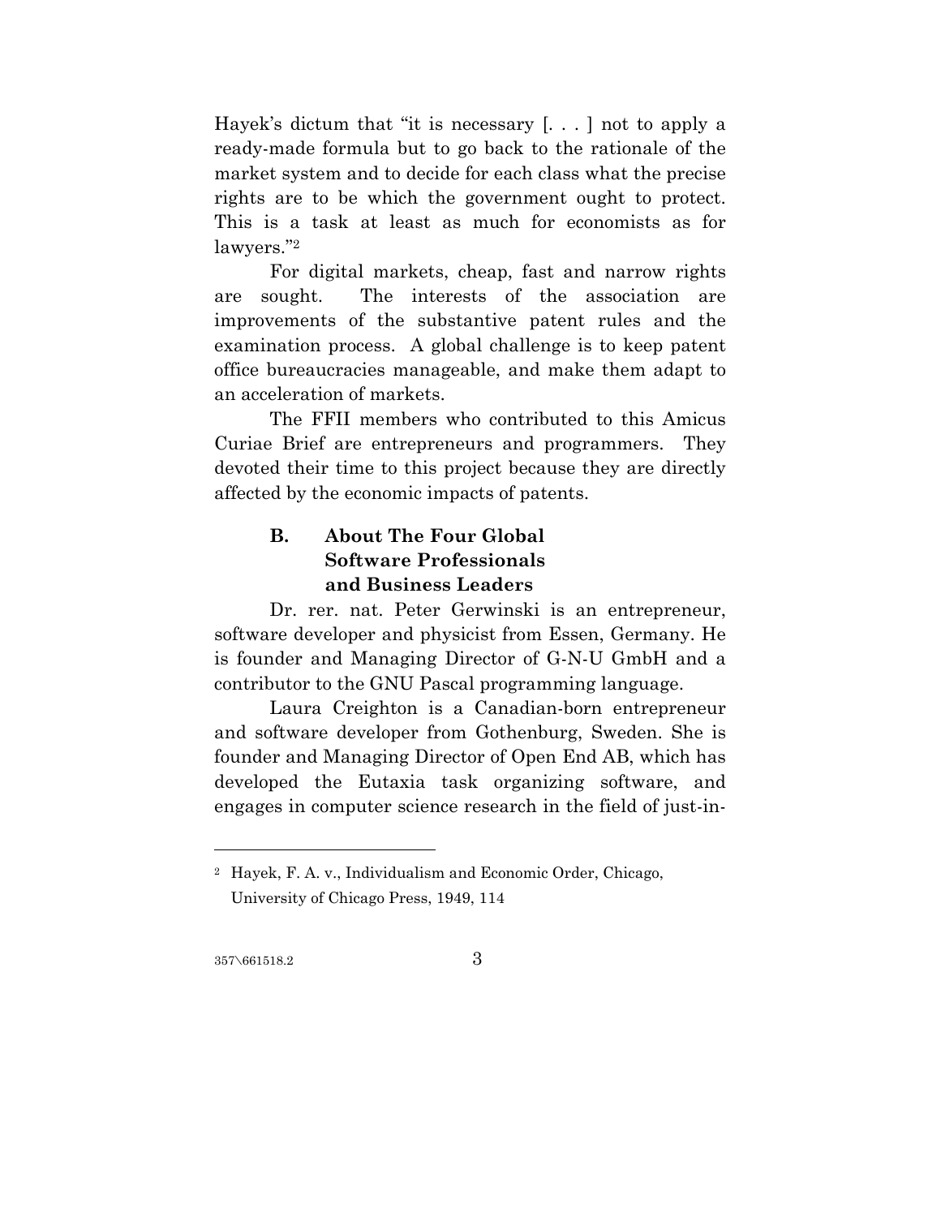Hayek's dictum that "it is necessary [. . . ] not to apply a ready-made formula but to go back to the rationale of the market system and to decide for each class what the precise rights are to be which the government ought to protect. This is a task at least as much for economists as for lawyers."[2]

For digital markets, cheap, fast and narrow rights are sought. The interests of the association are improvements of the substantive patent rules and the examination process. A global challenge is to keep patent office bureaucracies manageable, and make them adapt to an acceleration of markets.

The FFII members who contributed to this Amicus Curiae Brief are entrepreneurs and programmers. They devoted their time to this project because they are directly affected by the economic impacts of patents.

### B. About The Four Global Software Professionals and Business Leaders

Dr. rer. nat. Peter Gerwinski is an entrepreneur, software developer and physicist from Essen, Germany. He is founder and Managing Director of G-N-U GmbH and a contributor to the GNU Pascal programming language.

Laura Creighton is a Canadian-born entrepreneur and software developer from Gothenburg, Sweden. She is founder and Managing Director of Open End AB, which has developed the Eutaxia task organizing software, and engages in computer science research in the field of just-in-

---

[2] Hayek, F. A. v., Individualism and Economic Order, Chicago, University of Chicago Press, 1949, 114

357\661518.2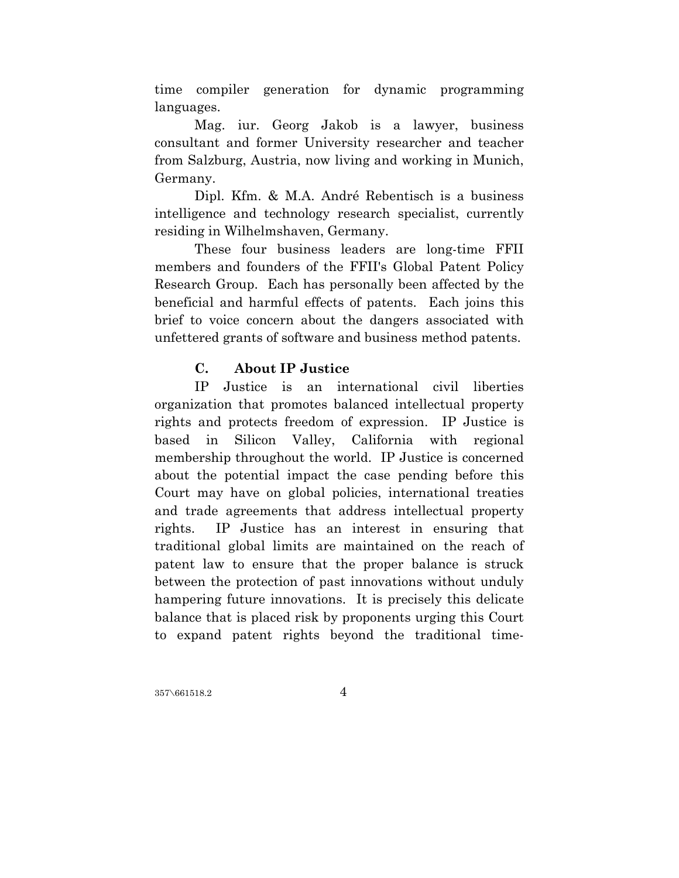time compiler generation for dynamic programming languages.

Mag. iur. Georg Jakob is a lawyer, business consultant and former University researcher and teacher from Salzburg, Austria, now living and working in Munich, Germany.

Dipl. Kfm. & M.A. André Rebentisch is a business intelligence and technology research specialist, currently residing in Wilhelmshaven, Germany.

These four business leaders are long-time FFII members and founders of the FFII's Global Patent Policy Research Group. Each has personally been affected by the beneficial and harmful effects of patents. Each joins this brief to voice concern about the dangers associated with unfettered grants of software and business method patents.

### C. About IP Justice

IP Justice is an international civil liberties organization that promotes balanced intellectual property rights and protects freedom of expression. IP Justice is based in Silicon Valley, California with regional membership throughout the world. IP Justice is concerned about the potential impact the case pending before this Court may have on global policies, international treaties and trade agreements that address intellectual property rights. IP Justice has an interest in ensuring that traditional global limits are maintained on the reach of patent law to ensure that the proper balance is struck between the protection of past innovations without unduly hampering future innovations. It is precisely this delicate balance that is placed risk by proponents urging this Court to expand patent rights beyond the traditional time-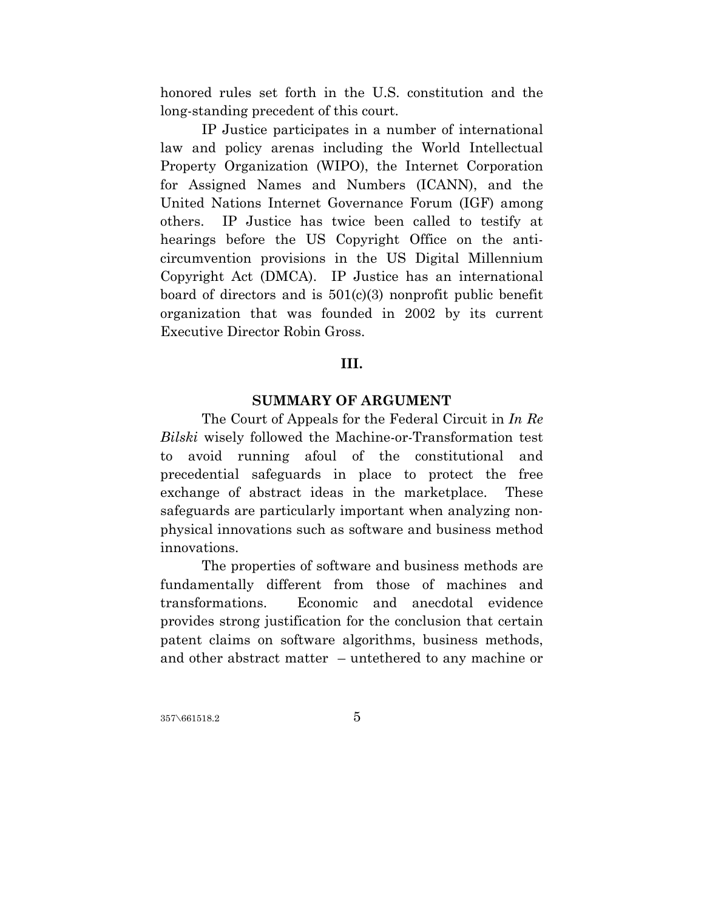honored rules set forth in the U.S. constitution and the long-standing precedent of this court.

IP Justice participates in a number of international law and policy arenas including the World Intellectual Property Organization (WIPO), the Internet Corporation for Assigned Names and Numbers (ICANN), and the United Nations Internet Governance Forum (IGF) among others. IP Justice has twice been called to testify at hearings before the US Copyright Office on the anti-circumvention provisions in the US Digital Millennium Copyright Act (DMCA). IP Justice has an international board of directors and is 501(c)(3) nonprofit public benefit organization that was founded in 2002 by its current Executive Director Robin Gross.

## III.

## SUMMARY OF ARGUMENT

The Court of Appeals for the Federal Circuit in *In Re Bilski* wisely followed the Machine-or-Transformation test to avoid running afoul of the constitutional and precedential safeguards in place to protect the free exchange of abstract ideas in the marketplace. These safeguards are particularly important when analyzing non-physical innovations such as software and business method innovations.

The properties of software and business methods are fundamentally different from those of machines and transformations. Economic and anecdotal evidence provides strong justification for the conclusion that certain patent claims on software algorithms, business methods, and other abstract matter – untethered to any machine or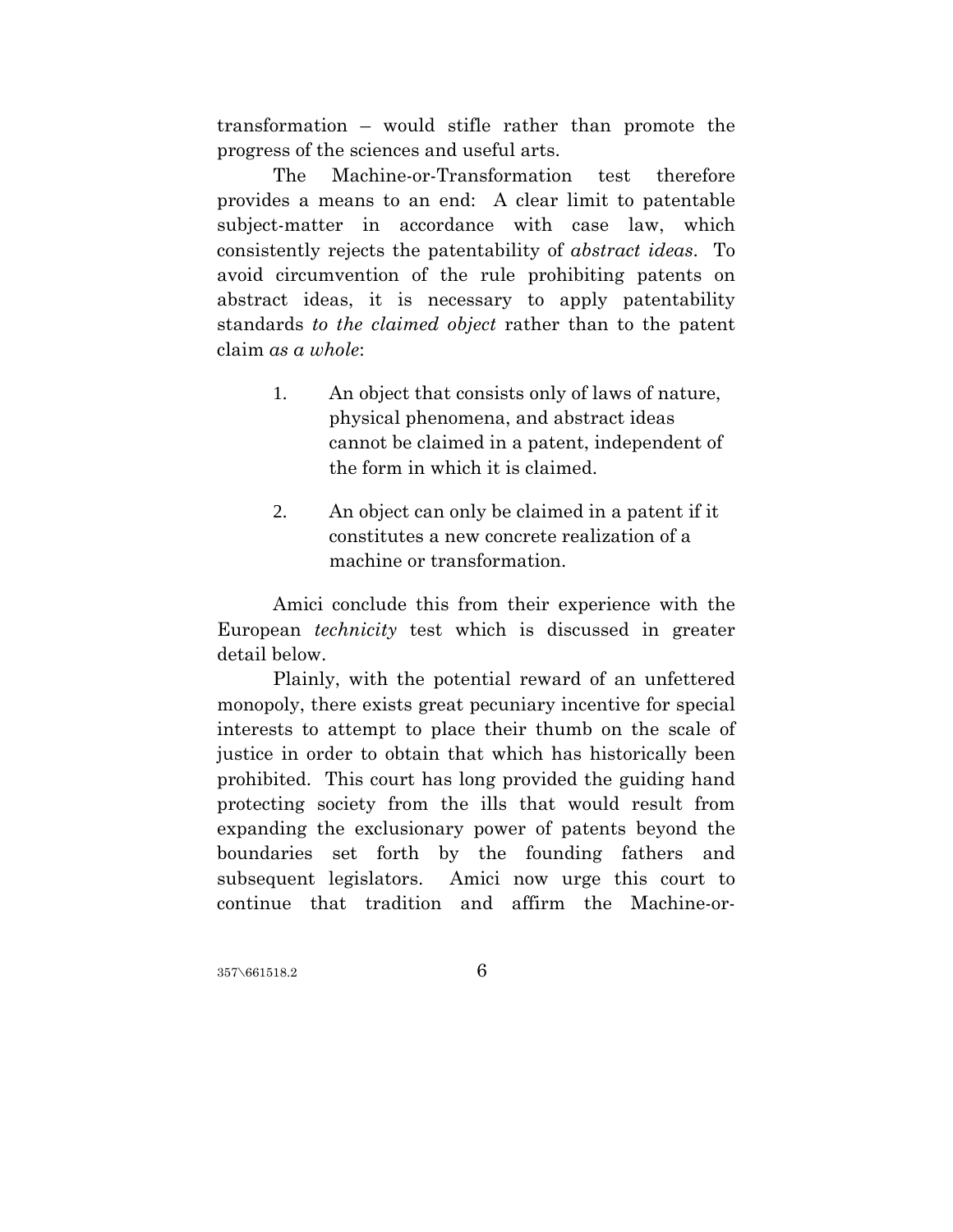transformation – would stifle rather than promote the progress of the sciences and useful arts.

The Machine-or-Transformation test therefore provides a means to an end: A clear limit to patentable subject-matter in accordance with case law, which consistently rejects the patentability of *abstract ideas*. To avoid circumvention of the rule prohibiting patents on abstract ideas, it is necessary to apply patentability standards *to the claimed object* rather than to the patent claim *as a whole*:

1. An object that consists only of laws of nature, physical phenomena, and abstract ideas cannot be claimed in a patent, independent of the form in which it is claimed.

2. An object can only be claimed in a patent if it constitutes a new concrete realization of a machine or transformation.

Amici conclude this from their experience with the European *technicity* test which is discussed in greater detail below.

Plainly, with the potential reward of an unfettered monopoly, there exists great pecuniary incentive for special interests to attempt to place their thumb on the scale of justice in order to obtain that which has historically been prohibited. This court has long provided the guiding hand protecting society from the ills that would result from expanding the exclusionary power of patents beyond the boundaries set forth by the founding fathers and subsequent legislators. Amici now urge this court to continue that tradition and affirm the Machine-or-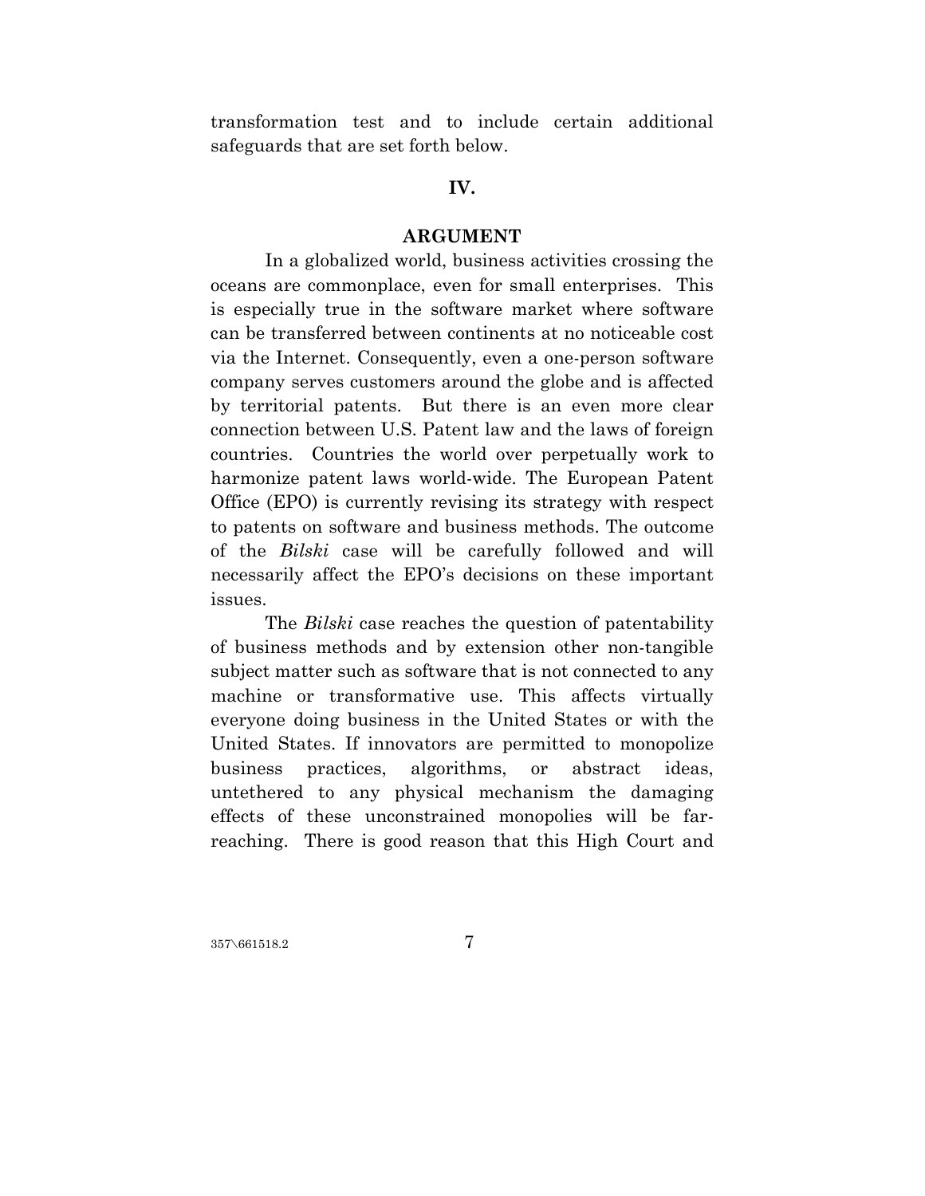transformation test and to include certain additional safeguards that are set forth below.

## IV.

## ARGUMENT

In a globalized world, business activities crossing the oceans are commonplace, even for small enterprises. This is especially true in the software market where software can be transferred between continents at no noticeable cost via the Internet. Consequently, even a one-person software company serves customers around the globe and is affected by territorial patents. But there is an even more clear connection between U.S. Patent law and the laws of foreign countries. Countries the world over perpetually work to harmonize patent laws world-wide. The European Patent Office (EPO) is currently revising its strategy with respect to patents on software and business methods. The outcome of the *Bilski* case will be carefully followed and will necessarily affect the EPO's decisions on these important issues.

The *Bilski* case reaches the question of patentability of business methods and by extension other non-tangible subject matter such as software that is not connected to any machine or transformative use. This affects virtually everyone doing business in the United States or with the United States. If innovators are permitted to monopolize business practices, algorithms, or abstract ideas, untethered to any physical mechanism the damaging effects of these unconstrained monopolies will be far-reaching. There is good reason that this High Court and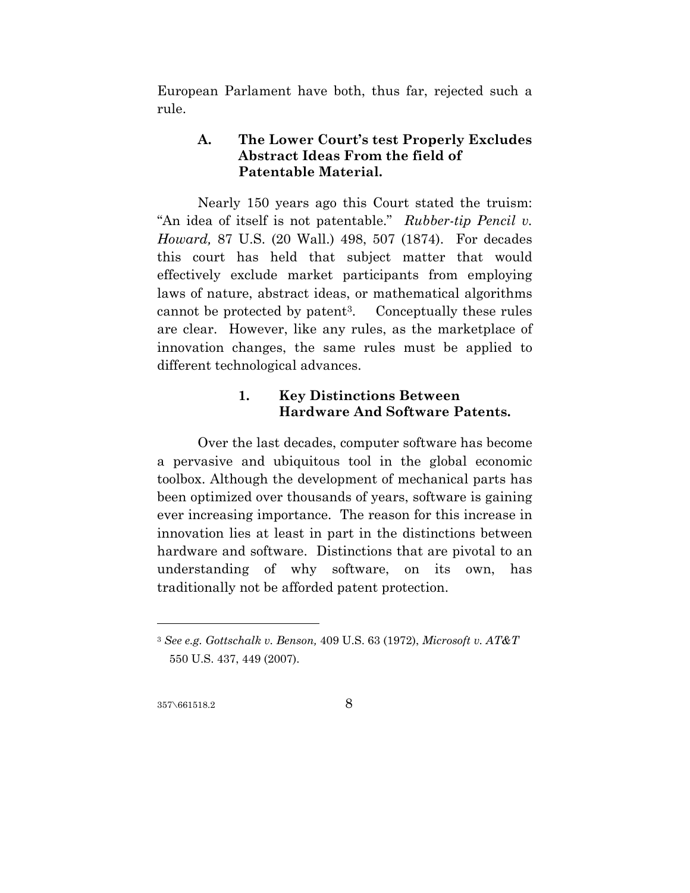European Parlament have both, thus far, rejected such a rule.

### A. The Lower Court's test Properly Excludes Abstract Ideas From the field of Patentable Material.

Nearly 150 years ago this Court stated the truism: "An idea of itself is not patentable." *Rubber-tip Pencil v. Howard,* 87 U.S. (20 Wall.) 498, 507 (1874). For decades this court has held that subject matter that would effectively exclude market participants from employing laws of nature, abstract ideas, or mathematical algorithms cannot be protected by patent[3]. Conceptually these rules are clear. However, like any rules, as the marketplace of innovation changes, the same rules must be applied to different technological advances.

#### 1. Key Distinctions Between Hardware And Software Patents.

Over the last decades, computer software has become a pervasive and ubiquitous tool in the global economic toolbox. Although the development of mechanical parts has been optimized over thousands of years, software is gaining ever increasing importance. The reason for this increase in innovation lies at least in part in the distinctions between hardware and software. Distinctions that are pivotal to an understanding of why software, on its own, has traditionally not be afforded patent protection.

---

[3] *See e.g. Gottschalk v. Benson,* 409 U.S. 63 (1972), *Microsoft v. AT&T* 550 U.S. 437, 449 (2007).

357\661518.2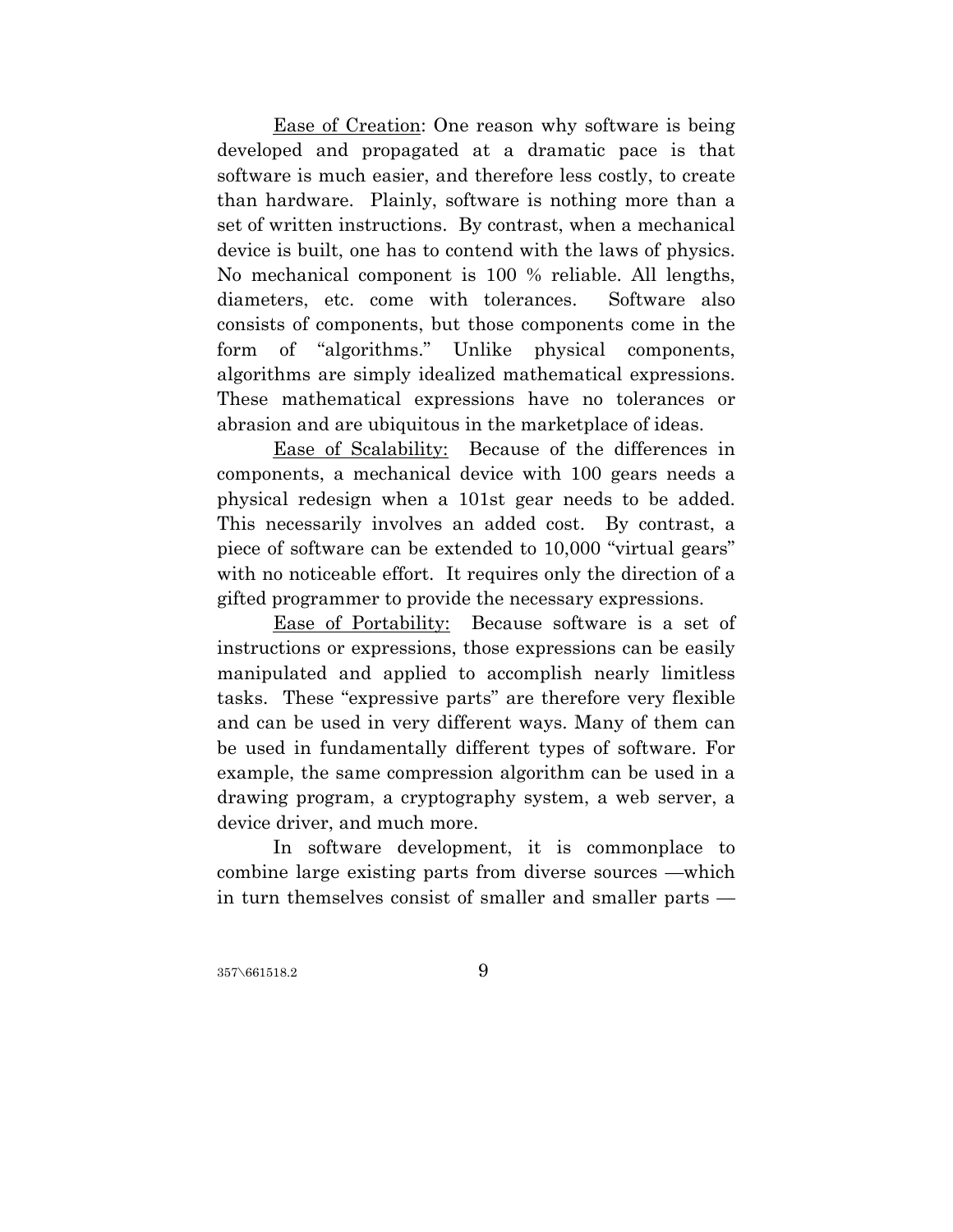<u>Ease of Creation</u>: One reason why software is being developed and propagated at a dramatic pace is that software is much easier, and therefore less costly, to create than hardware. Plainly, software is nothing more than a set of written instructions. By contrast, when a mechanical device is built, one has to contend with the laws of physics. No mechanical component is 100 % reliable. All lengths, diameters, etc. come with tolerances. Software also consists of components, but those components come in the form of "algorithms." Unlike physical components, algorithms are simply idealized mathematical expressions. These mathematical expressions have no tolerances or abrasion and are ubiquitous in the marketplace of ideas.

<u>Ease of Scalability:</u> Because of the differences in components, a mechanical device with 100 gears needs a physical redesign when a 101st gear needs to be added. This necessarily involves an added cost. By contrast, a piece of software can be extended to 10,000 "virtual gears" with no noticeable effort. It requires only the direction of a gifted programmer to provide the necessary expressions.

<u>Ease of Portability:</u> Because software is a set of instructions or expressions, those expressions can be easily manipulated and applied to accomplish nearly limitless tasks. These "expressive parts" are therefore very flexible and can be used in very different ways. Many of them can be used in fundamentally different types of software. For example, the same compression algorithm can be used in a drawing program, a cryptography system, a web server, a device driver, and much more.

In software development, it is commonplace to combine large existing parts from diverse sources —which in turn themselves consist of smaller and smaller parts —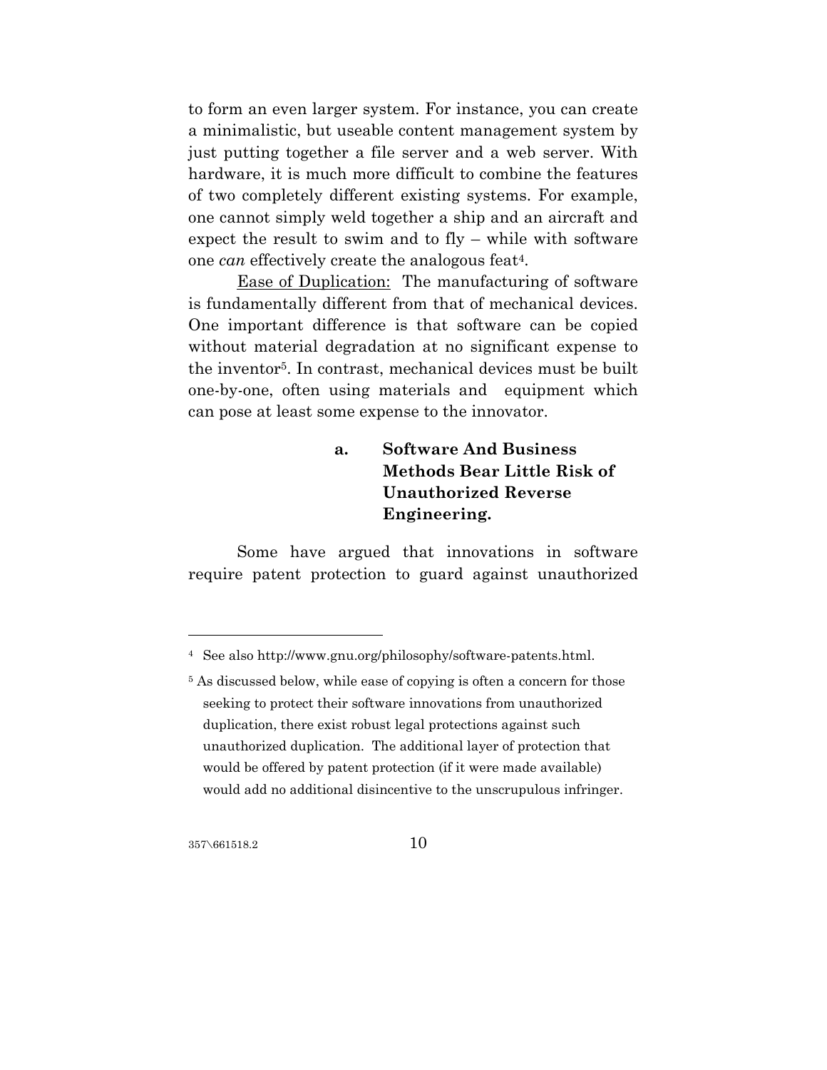to form an even larger system. For instance, you can create a minimalistic, but useable content management system by just putting together a file server and a web server. With hardware, it is much more difficult to combine the features of two completely different existing systems. For example, one cannot simply weld together a ship and an aircraft and expect the result to swim and to fly – while with software one *can* effectively create the analogous feat[4].

Ease of Duplication: The manufacturing of software is fundamentally different from that of mechanical devices. One important difference is that software can be copied without material degradation at no significant expense to the inventor[5]. In contrast, mechanical devices must be built one-by-one, often using materials and equipment which can pose at least some expense to the innovator.

**a. Software And Business Methods Bear Little Risk of Unauthorized Reverse Engineering.**

Some have argued that innovations in software require patent protection to guard against unauthorized

---

[4] See also http://www.gnu.org/philosophy/software-patents.html.

[5] As discussed below, while ease of copying is often a concern for those seeking to protect their software innovations from unauthorized duplication, there exist robust legal protections against such unauthorized duplication. The additional layer of protection that would be offered by patent protection (if it were made available) would add no additional disincentive to the unscrupulous infringer.

357\661518.2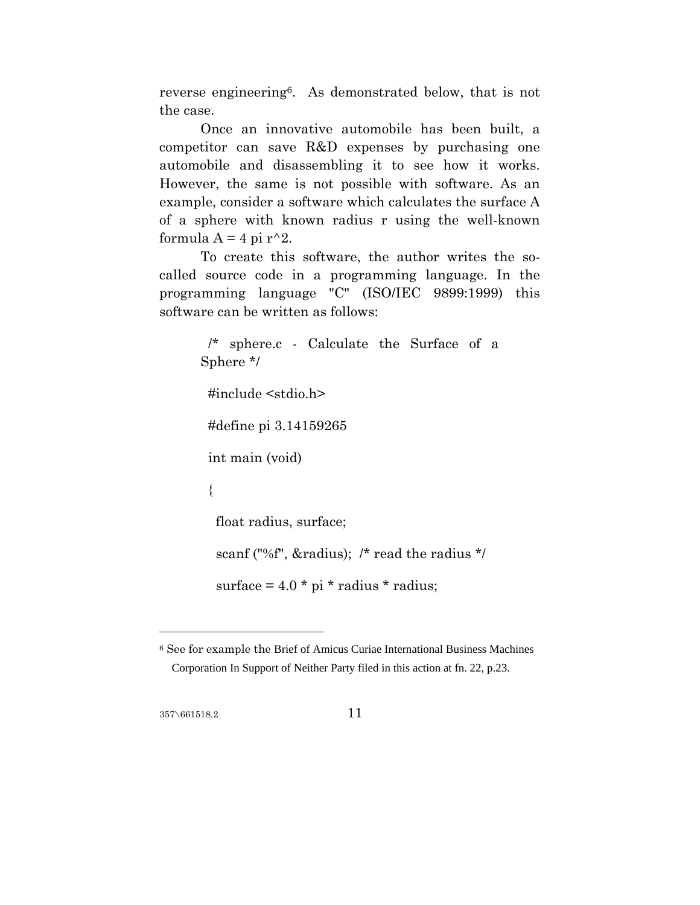reverse engineering[6]. As demonstrated below, that is not the case.

Once an innovative automobile has been built, a competitor can save R&D expenses by purchasing one automobile and disassembling it to see how it works. However, the same is not possible with software. As an example, consider a software which calculates the surface A of a sphere with known radius r using the well-known formula A = 4 pi r^2.

To create this software, the author writes the so-called source code in a programming language. In the programming language "C" (ISO/IEC 9899:1999) this software can be written as follows:

```
/* sphere.c - Calculate the Surface of a Sphere */

#include <stdio.h>

#define pi 3.14159265

int main (void)

{

  float radius, surface;

  scanf ("%f", &radius);  /* read the radius */

  surface = 4.0 * pi * radius * radius;
```

[6] See for example the Brief of Amicus Curiae International Business Machines Corporation In Support of Neither Party filed in this action at fn. 22, p.23.

357\661518.2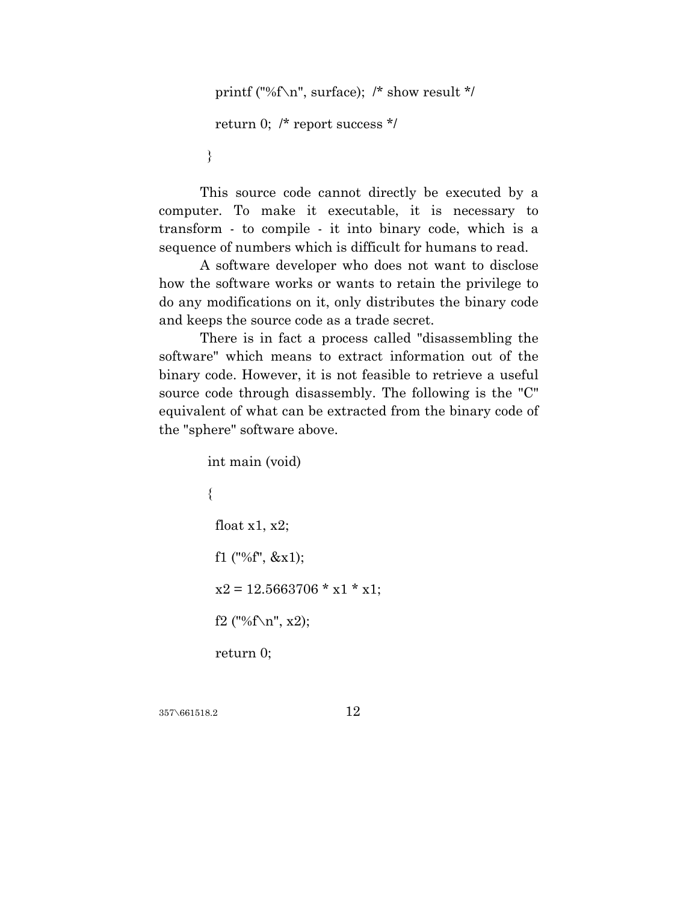```
  printf ("%f\n", surface);  /* show result */

  return 0;  /* report success */

}
```

This source code cannot directly be executed by a computer. To make it executable, it is necessary to transform - to compile - it into binary code, which is a sequence of numbers which is difficult for humans to read.

A software developer who does not want to disclose how the software works or wants to retain the privilege to do any modifications on it, only distributes the binary code and keeps the source code as a trade secret.

There is in fact a process called "disassembling the software" which means to extract information out of the binary code. However, it is not feasible to retrieve a useful source code through disassembly. The following is the "C" equivalent of what can be extracted from the binary code of the "sphere" software above.

```
int main (void)

{

  float x1, x2;

  f1 ("%f", &x1);

  x2 = 12.5663706 * x1 * x1;

  f2 ("%f\n", x2);

  return 0;
```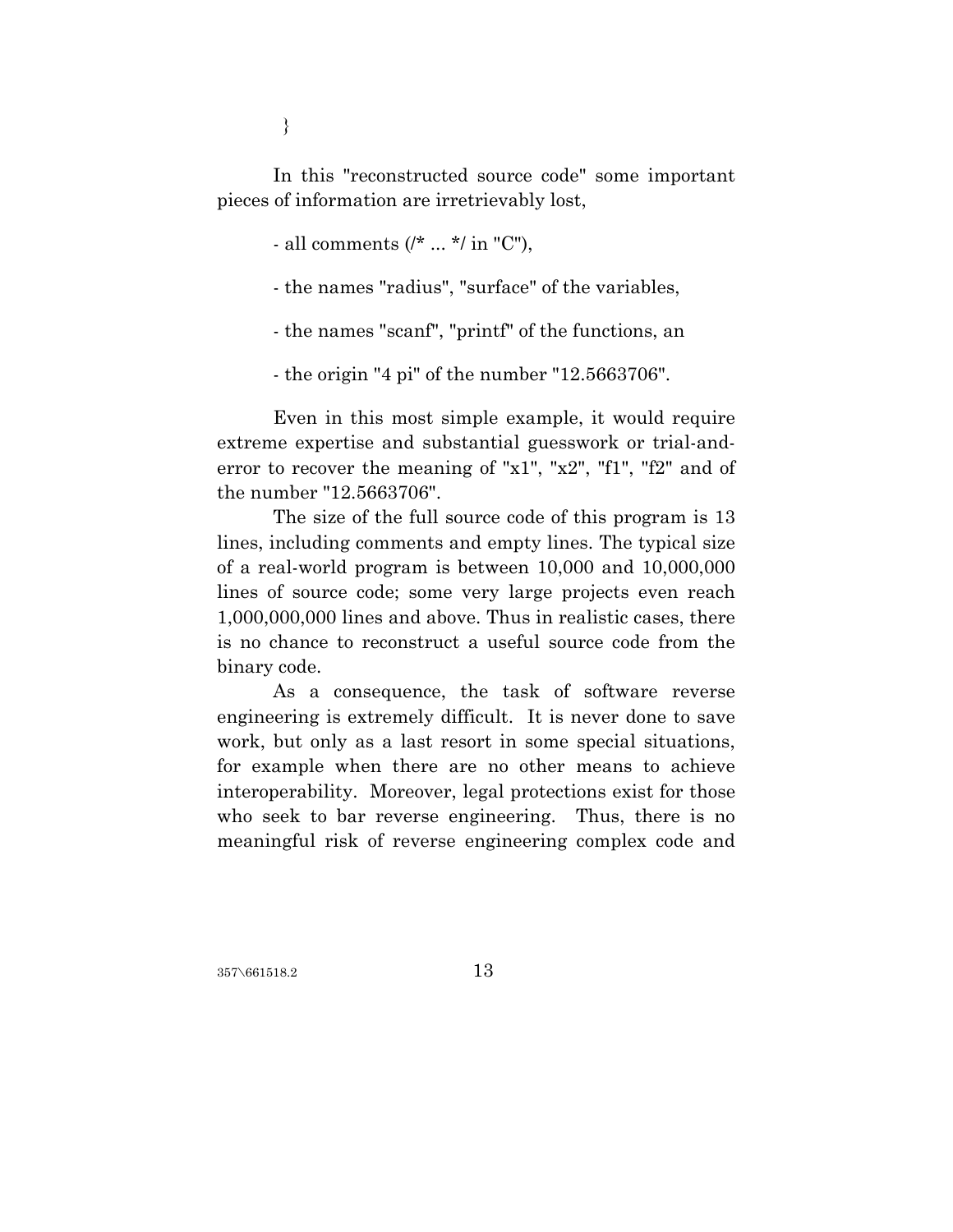```
}
```

In this "reconstructed source code" some important pieces of information are irretrievably lost,

- all comments (/* ... */ in "C"),

- the names "radius", "surface" of the variables,

- the names "scanf", "printf" of the functions, an

- the origin "4 pi" of the number "12.5663706".

Even in this most simple example, it would require extreme expertise and substantial guesswork or trial-and-error to recover the meaning of "x1", "x2", "f1", "f2" and of the number "12.5663706".

The size of the full source code of this program is 13 lines, including comments and empty lines. The typical size of a real-world program is between 10,000 and 10,000,000 lines of source code; some very large projects even reach 1,000,000,000 lines and above. Thus in realistic cases, there is no chance to reconstruct a useful source code from the binary code.

As a consequence, the task of software reverse engineering is extremely difficult. It is never done to save work, but only as a last resort in some special situations, for example when there are no other means to achieve interoperability. Moreover, legal protections exist for those who seek to bar reverse engineering. Thus, there is no meaningful risk of reverse engineering complex code and

357\661518.2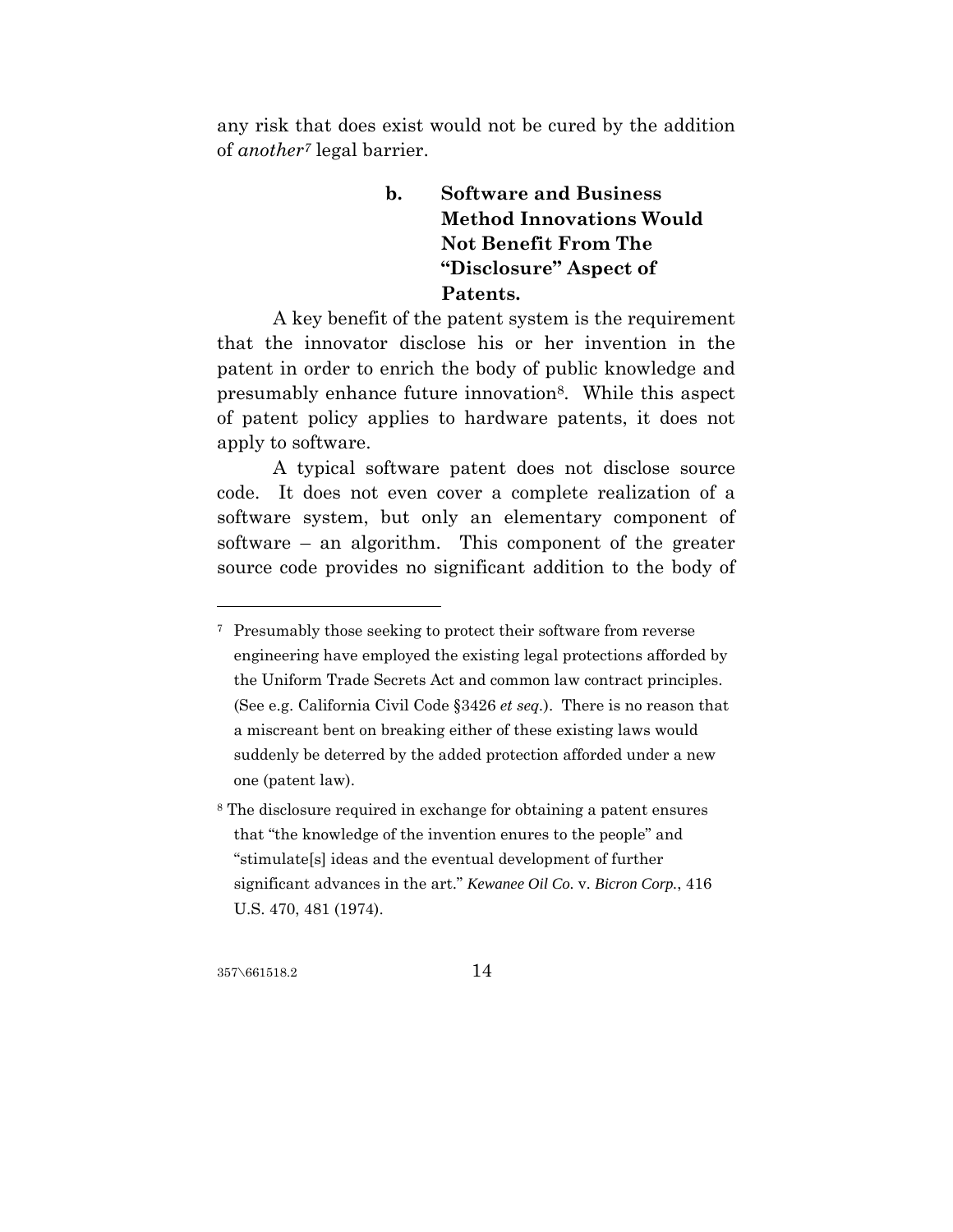any risk that does exist would not be cured by the addition of *another*[7] legal barrier.

#### b. Software and Business Method Innovations Would Not Benefit From The "Disclosure" Aspect of Patents.

A key benefit of the patent system is the requirement that the innovator disclose his or her invention in the patent in order to enrich the body of public knowledge and presumably enhance future innovation[8]. While this aspect of patent policy applies to hardware patents, it does not apply to software.

A typical software patent does not disclose source code. It does not even cover a complete realization of a software system, but only an elementary component of software – an algorithm. This component of the greater source code provides no significant addition to the body of

---

[7] Presumably those seeking to protect their software from reverse engineering have employed the existing legal protections afforded by the Uniform Trade Secrets Act and common law contract principles. (See e.g. California Civil Code §3426 *et seq.*). There is no reason that a miscreant bent on breaking either of these existing laws would suddenly be deterred by the added protection afforded under a new one (patent law).

[8] The disclosure required in exchange for obtaining a patent ensures that "the knowledge of the invention enures to the people" and "stimulate[s] ideas and the eventual development of further significant advances in the art." *Kewanee Oil Co.* v. *Bicron Corp.*, 416 U.S. 470, 481 (1974).

357\661518.2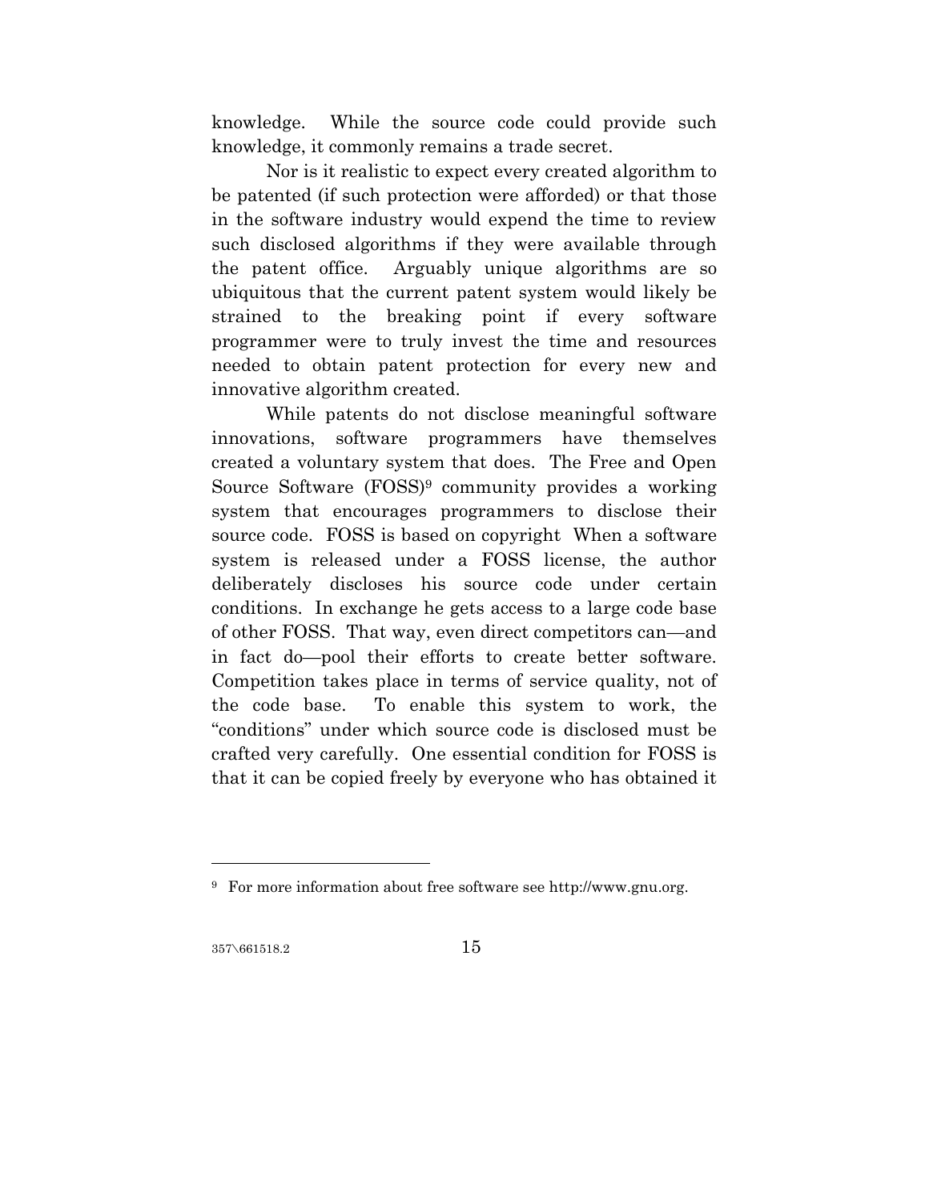knowledge. While the source code could provide such knowledge, it commonly remains a trade secret.

Nor is it realistic to expect every created algorithm to be patented (if such protection were afforded) or that those in the software industry would expend the time to review such disclosed algorithms if they were available through the patent office. Arguably unique algorithms are so ubiquitous that the current patent system would likely be strained to the breaking point if every software programmer were to truly invest the time and resources needed to obtain patent protection for every new and innovative algorithm created.

While patents do not disclose meaningful software innovations, software programmers have themselves created a voluntary system that does. The Free and Open Source Software (FOSS)[9] community provides a working system that encourages programmers to disclose their source code. FOSS is based on copyright When a software system is released under a FOSS license, the author deliberately discloses his source code under certain conditions. In exchange he gets access to a large code base of other FOSS. That way, even direct competitors can—and in fact do—pool their efforts to create better software. Competition takes place in terms of service quality, not of the code base. To enable this system to work, the "conditions" under which source code is disclosed must be crafted very carefully. One essential condition for FOSS is that it can be copied freely by everyone who has obtained it

---

[9] For more information about free software see http://www.gnu.org.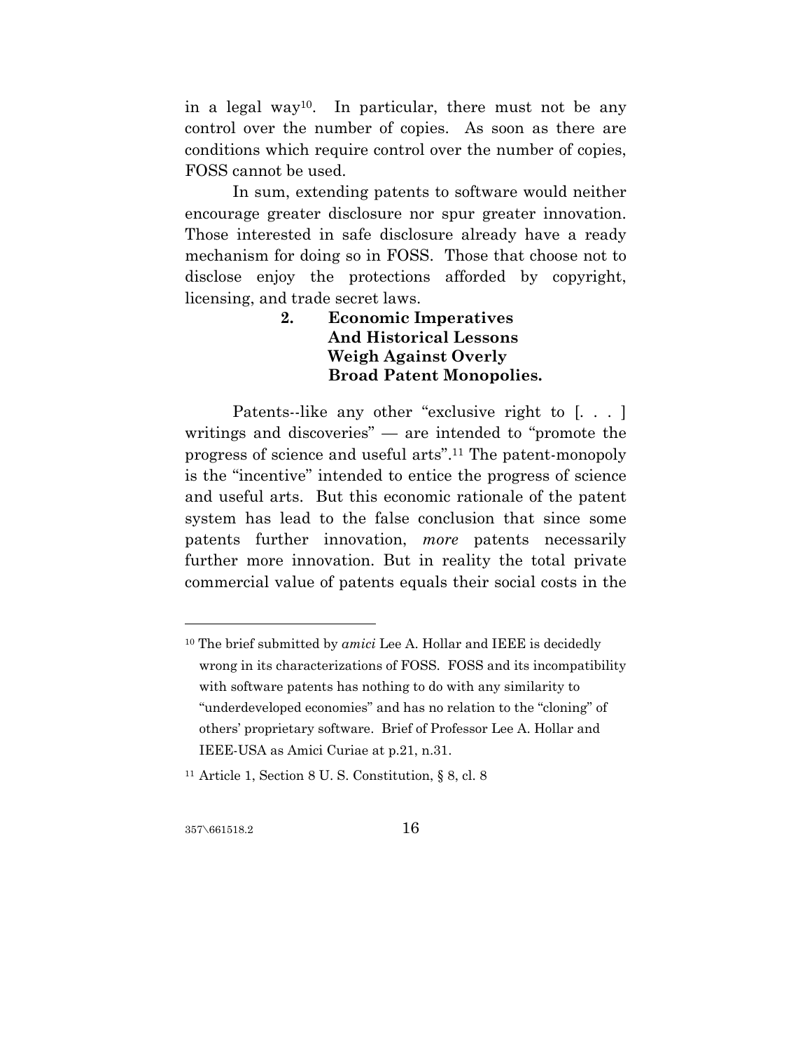in a legal way[10]. In particular, there must not be any control over the number of copies. As soon as there are conditions which require control over the number of copies, FOSS cannot be used.

In sum, extending patents to software would neither encourage greater disclosure nor spur greater innovation. Those interested in safe disclosure already have a ready mechanism for doing so in FOSS. Those that choose not to disclose enjoy the protections afforded by copyright, licensing, and trade secret laws.

### 2. Economic Imperatives And Historical Lessons Weigh Against Overly Broad Patent Monopolies.

Patents--like any other "exclusive right to [. . . ] writings and discoveries" — are intended to "promote the progress of science and useful arts".[11] The patent-monopoly is the "incentive" intended to entice the progress of science and useful arts. But this economic rationale of the patent system has lead to the false conclusion that since some patents further innovation, *more* patents necessarily further more innovation. But in reality the total private commercial value of patents equals their social costs in the

---

[10] The brief submitted by *amici* Lee A. Hollar and IEEE is decidedly wrong in its characterizations of FOSS. FOSS and its incompatibility with software patents has nothing to do with any similarity to "underdeveloped economies" and has no relation to the "cloning" of others' proprietary software. Brief of Professor Lee A. Hollar and IEEE-USA as Amici Curiae at p.21, n.31.

[11] Article 1, Section 8 U. S. Constitution, § 8, cl. 8

357\661518.2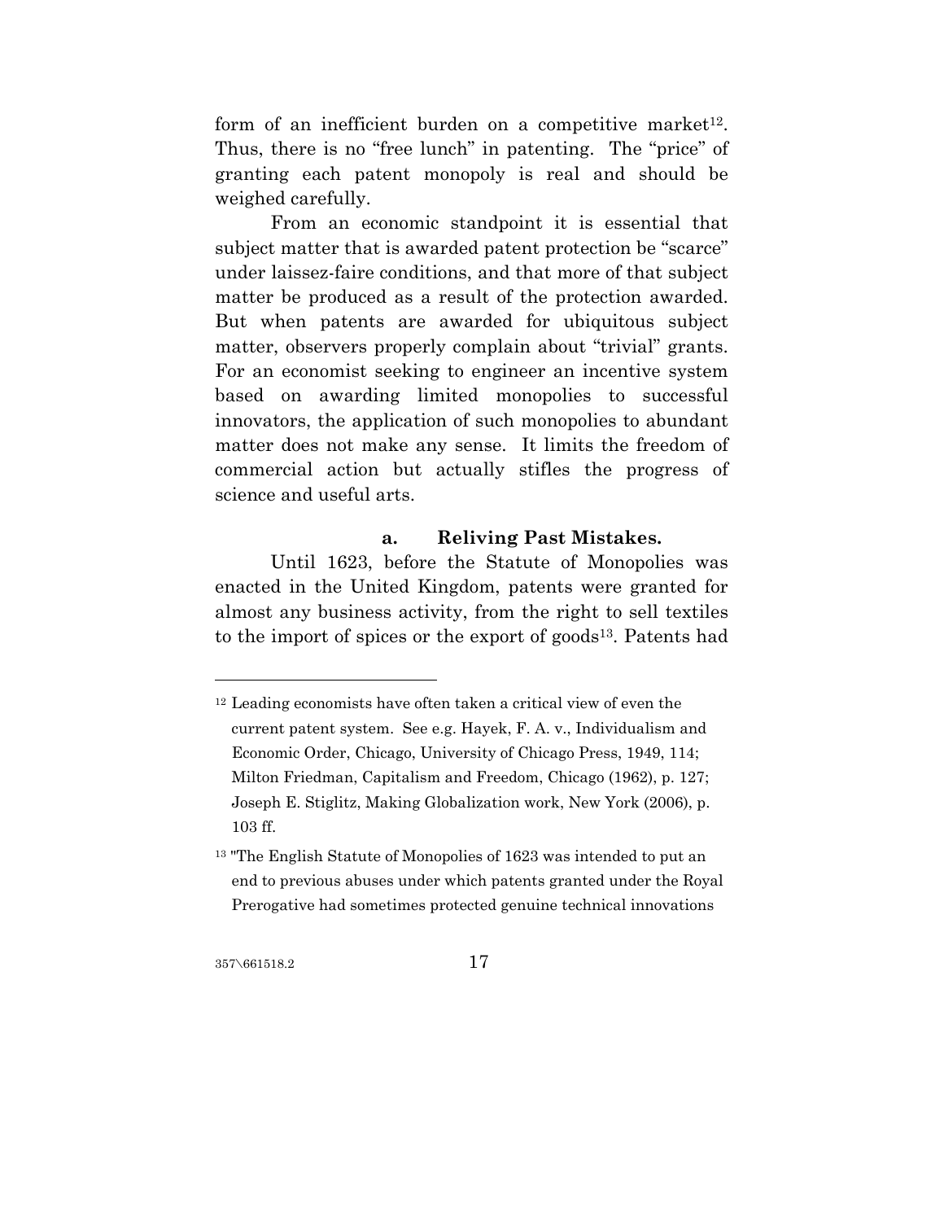form of an inefficient burden on a competitive market[12]. Thus, there is no "free lunch" in patenting. The "price" of granting each patent monopoly is real and should be weighed carefully.

From an economic standpoint it is essential that subject matter that is awarded patent protection be "scarce" under laissez-faire conditions, and that more of that subject matter be produced as a result of the protection awarded. But when patents are awarded for ubiquitous subject matter, observers properly complain about "trivial" grants. For an economist seeking to engineer an incentive system based on awarding limited monopolies to successful innovators, the application of such monopolies to abundant matter does not make any sense. It limits the freedom of commercial action but actually stifles the progress of science and useful arts.

**a. Reliving Past Mistakes.**

Until 1623, before the Statute of Monopolies was enacted in the United Kingdom, patents were granted for almost any business activity, from the right to sell textiles to the import of spices or the export of goods[13]. Patents had

---

[12] Leading economists have often taken a critical view of even the current patent system. See e.g. Hayek, F. A. v., Individualism and Economic Order, Chicago, University of Chicago Press, 1949, 114; Milton Friedman, Capitalism and Freedom, Chicago (1962), p. 127; Joseph E. Stiglitz, Making Globalization work, New York (2006), p. 103 ff.

[13] "The English Statute of Monopolies of 1623 was intended to put an end to previous abuses under which patents granted under the Royal Prerogative had sometimes protected genuine technical innovations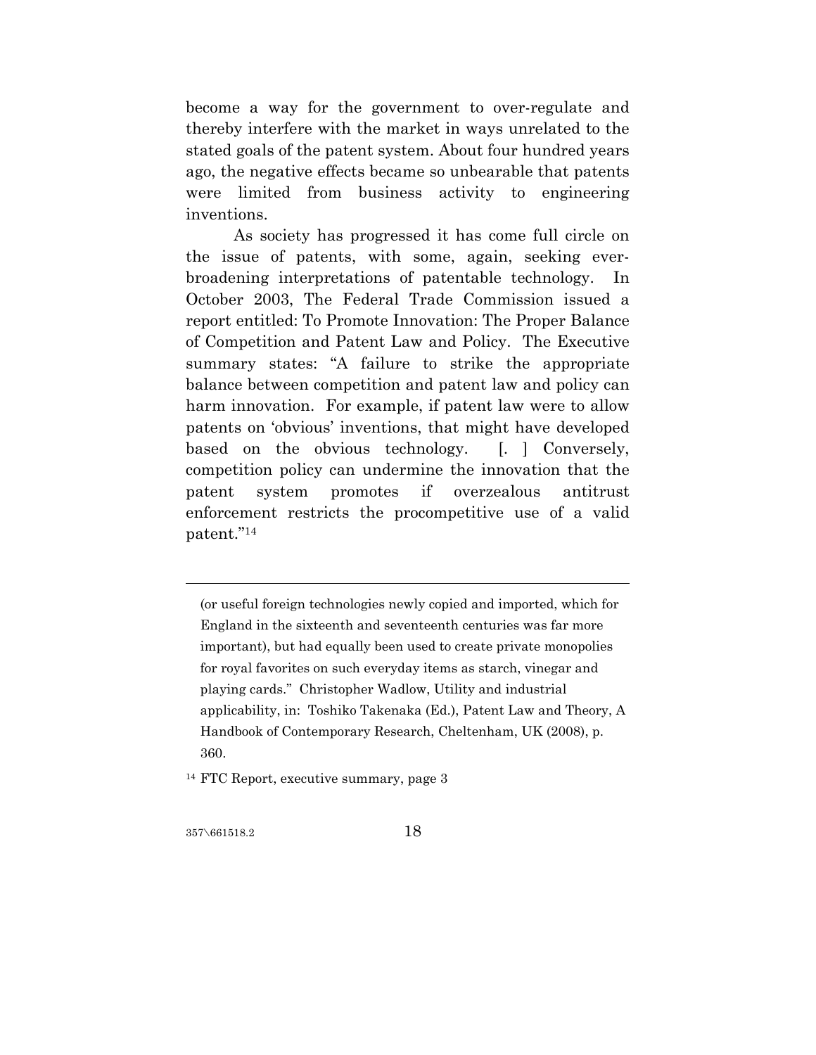become a way for the government to over-regulate and thereby interfere with the market in ways unrelated to the stated goals of the patent system. About four hundred years ago, the negative effects became so unbearable that patents were limited from business activity to engineering inventions.

As society has progressed it has come full circle on the issue of patents, with some, again, seeking ever-broadening interpretations of patentable technology. In October 2003, The Federal Trade Commission issued a report entitled: To Promote Innovation: The Proper Balance of Competition and Patent Law and Policy. The Executive summary states: "A failure to strike the appropriate balance between competition and patent law and policy can harm innovation. For example, if patent law were to allow patents on 'obvious' inventions, that might have developed based on the obvious technology. [. ] Conversely, competition policy can undermine the innovation that the patent system promotes if overzealous antitrust enforcement restricts the procompetitive use of a valid patent."[14]

---

(or useful foreign technologies newly copied and imported, which for England in the sixteenth and seventeenth centuries was far more important), but had equally been used to create private monopolies for royal favorites on such everyday items as starch, vinegar and playing cards." Christopher Wadlow, Utility and industrial applicability, in: Toshiko Takenaka (Ed.), Patent Law and Theory, A Handbook of Contemporary Research, Cheltenham, UK (2008), p. 360.

[14] FTC Report, executive summary, page 3

357\661518.2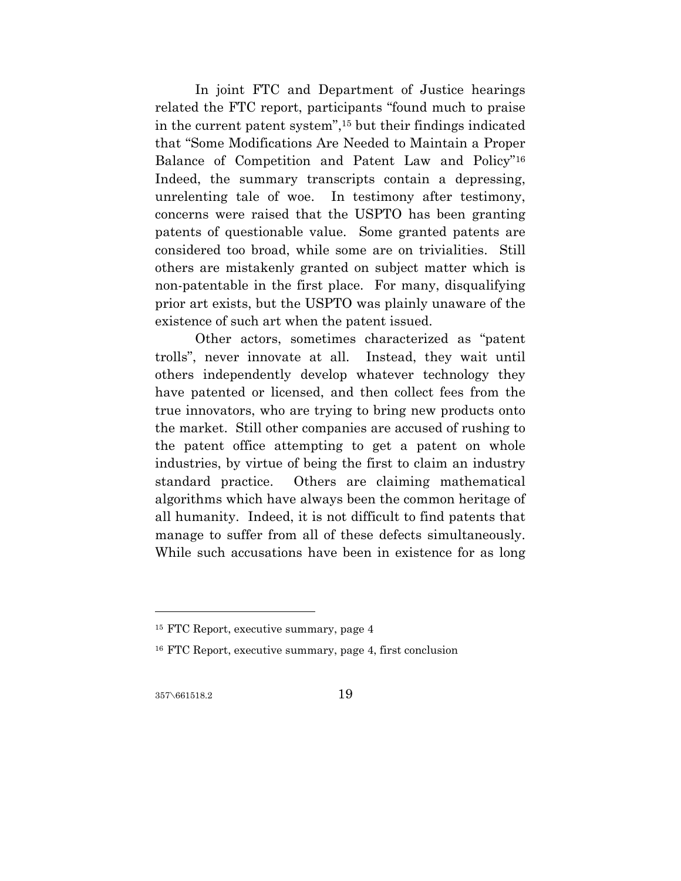In joint FTC and Department of Justice hearings related the FTC report, participants "found much to praise in the current patent system",[15] but their findings indicated that "Some Modifications Are Needed to Maintain a Proper Balance of Competition and Patent Law and Policy"[16] Indeed, the summary transcripts contain a depressing, unrelenting tale of woe. In testimony after testimony, concerns were raised that the USPTO has been granting patents of questionable value. Some granted patents are considered too broad, while some are on trivialities. Still others are mistakenly granted on subject matter which is non-patentable in the first place. For many, disqualifying prior art exists, but the USPTO was plainly unaware of the existence of such art when the patent issued.

Other actors, sometimes characterized as "patent trolls", never innovate at all. Instead, they wait until others independently develop whatever technology they have patented or licensed, and then collect fees from the true innovators, who are trying to bring new products onto the market. Still other companies are accused of rushing to the patent office attempting to get a patent on whole industries, by virtue of being the first to claim an industry standard practice. Others are claiming mathematical algorithms which have always been the common heritage of all humanity. Indeed, it is not difficult to find patents that manage to suffer from all of these defects simultaneously. While such accusations have been in existence for as long

---

[15] FTC Report, executive summary, page 4

[16] FTC Report, executive summary, page 4, first conclusion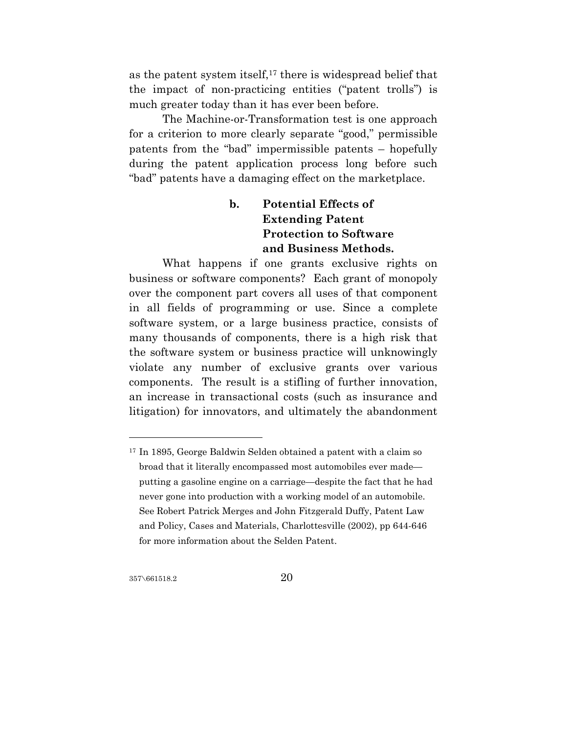as the patent system itself,[17] there is widespread belief that the impact of non-practicing entities ("patent trolls") is much greater today than it has ever been before.

The Machine-or-Transformation test is one approach for a criterion to more clearly separate "good," permissible patents from the "bad" impermissible patents – hopefully during the patent application process long before such "bad" patents have a damaging effect on the marketplace.

**b. Potential Effects of Extending Patent Protection to Software and Business Methods.**

What happens if one grants exclusive rights on business or software components? Each grant of monopoly over the component part covers all uses of that component in all fields of programming or use. Since a complete software system, or a large business practice, consists of many thousands of components, there is a high risk that the software system or business practice will unknowingly violate any number of exclusive grants over various components. The result is a stifling of further innovation, an increase in transactional costs (such as insurance and litigation) for innovators, and ultimately the abandonment

---

[17] In 1895, George Baldwin Selden obtained a patent with a claim so broad that it literally encompassed most automobiles ever made—putting a gasoline engine on a carriage—despite the fact that he had never gone into production with a working model of an automobile. See Robert Patrick Merges and John Fitzgerald Duffy, Patent Law and Policy, Cases and Materials, Charlottesville (2002), pp 644-646 for more information about the Selden Patent.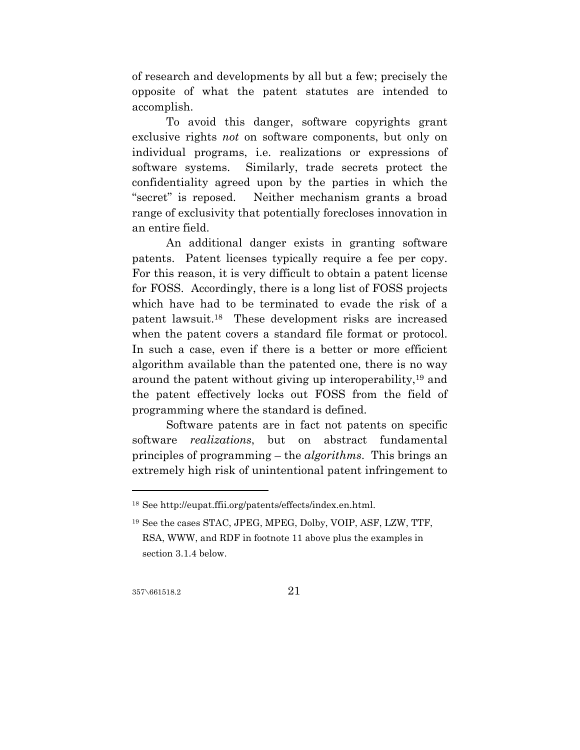of research and developments by all but a few; precisely the opposite of what the patent statutes are intended to accomplish.

To avoid this danger, software copyrights grant exclusive rights *not* on software components, but only on individual programs, i.e. realizations or expressions of software systems. Similarly, trade secrets protect the confidentiality agreed upon by the parties in which the "secret" is reposed. Neither mechanism grants a broad range of exclusivity that potentially forecloses innovation in an entire field.

An additional danger exists in granting software patents. Patent licenses typically require a fee per copy. For this reason, it is very difficult to obtain a patent license for FOSS. Accordingly, there is a long list of FOSS projects which have had to be terminated to evade the risk of a patent lawsuit.[18] These development risks are increased when the patent covers a standard file format or protocol. In such a case, even if there is a better or more efficient algorithm available than the patented one, there is no way around the patent without giving up interoperability,[19] and the patent effectively locks out FOSS from the field of programming where the standard is defined.

Software patents are in fact not patents on specific software *realizations*, but on abstract fundamental principles of programming – the *algorithms*. This brings an extremely high risk of unintentional patent infringement to

---

[18] See http://eupat.ffii.org/patents/effects/index.en.html.

[19] See the cases STAC, JPEG, MPEG, Dolby, VOIP, ASF, LZW, TTF, RSA, WWW, and RDF in footnote 11 above plus the examples in section 3.1.4 below.

357\661518.2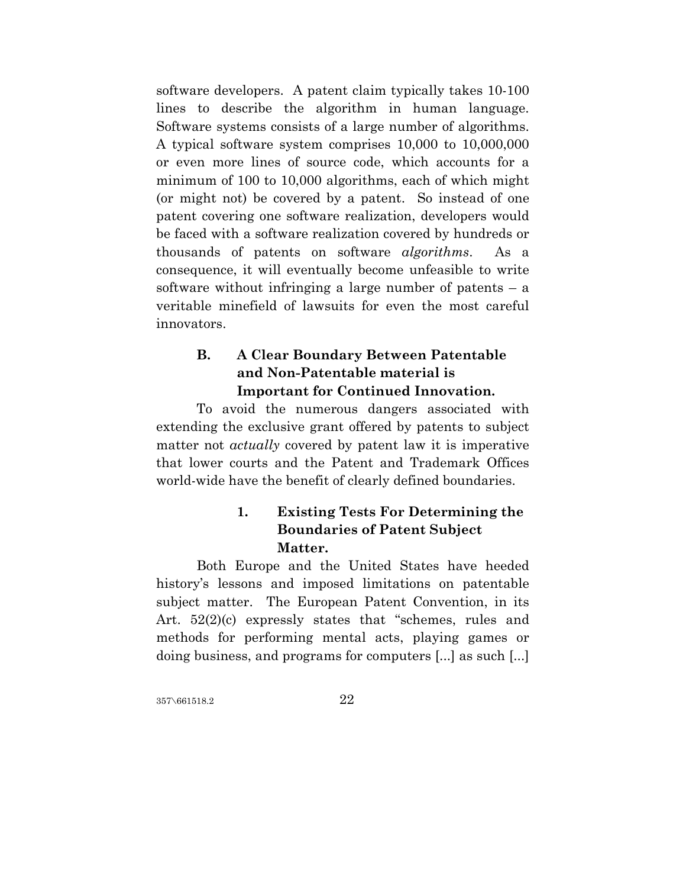software developers. A patent claim typically takes 10-100 lines to describe the algorithm in human language. Software systems consists of a large number of algorithms. A typical software system comprises 10,000 to 10,000,000 or even more lines of source code, which accounts for a minimum of 100 to 10,000 algorithms, each of which might (or might not) be covered by a patent. So instead of one patent covering one software realization, developers would be faced with a software realization covered by hundreds or thousands of patents on software *algorithms*. As a consequence, it will eventually become unfeasible to write software without infringing a large number of patents – a veritable minefield of lawsuits for even the most careful innovators.

### B. A Clear Boundary Between Patentable and Non-Patentable material is Important for Continued Innovation.

To avoid the numerous dangers associated with extending the exclusive grant offered by patents to subject matter not *actually* covered by patent law it is imperative that lower courts and the Patent and Trademark Offices world-wide have the benefit of clearly defined boundaries.

#### 1. Existing Tests For Determining the Boundaries of Patent Subject Matter.

Both Europe and the United States have heeded history's lessons and imposed limitations on patentable subject matter. The European Patent Convention, in its Art. 52(2)(c) expressly states that "schemes, rules and methods for performing mental acts, playing games or doing business, and programs for computers [...] as such [...]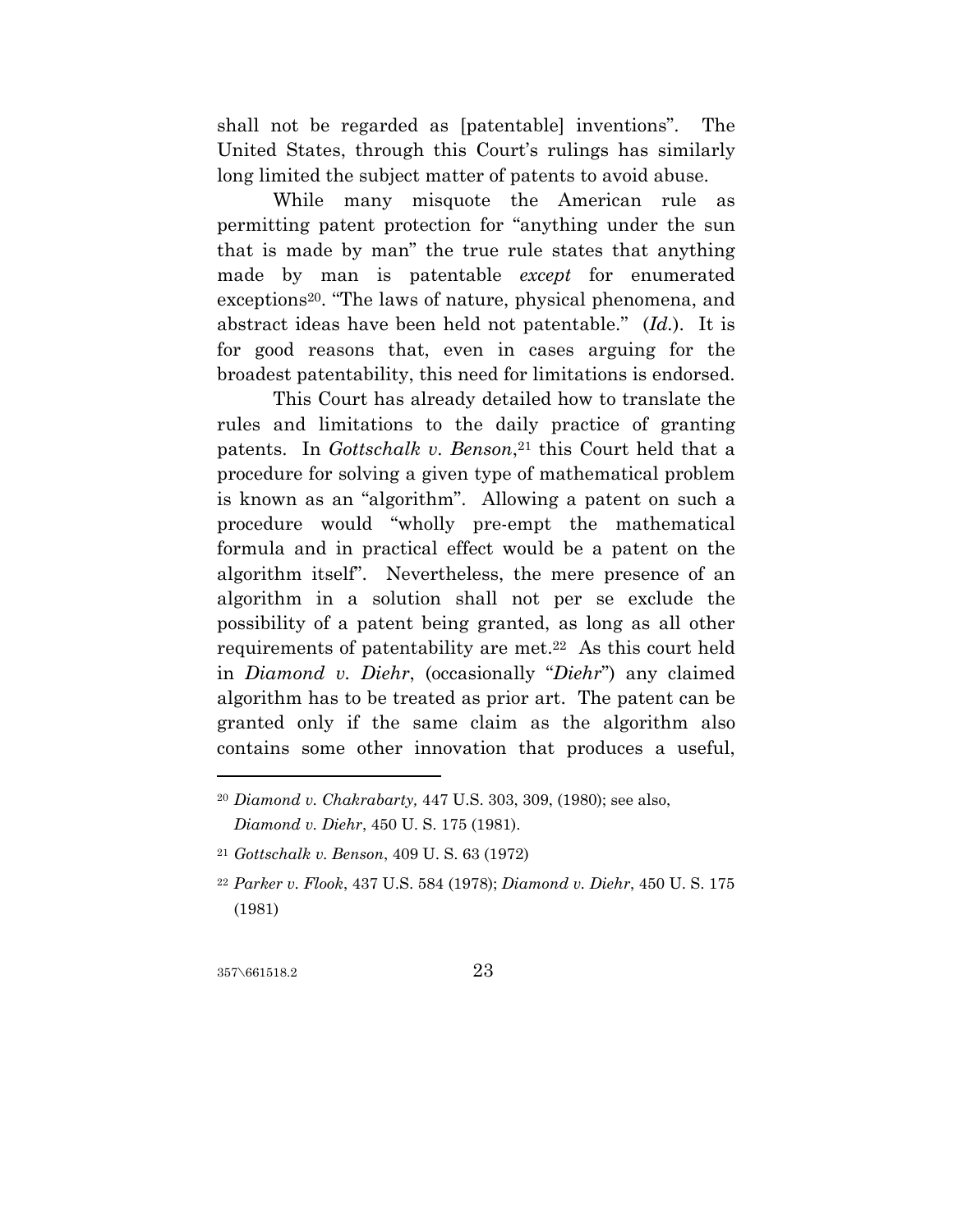shall not be regarded as [patentable] inventions". The United States, through this Court's rulings has similarly long limited the subject matter of patents to avoid abuse.

While many misquote the American rule as permitting patent protection for "anything under the sun that is made by man" the true rule states that anything made by man is patentable *except* for enumerated exceptions[20]. "The laws of nature, physical phenomena, and abstract ideas have been held not patentable." (*Id.*). It is for good reasons that, even in cases arguing for the broadest patentability, this need for limitations is endorsed.

This Court has already detailed how to translate the rules and limitations to the daily practice of granting patents. In *Gottschalk v. Benson*,[21] this Court held that a procedure for solving a given type of mathematical problem is known as an "algorithm". Allowing a patent on such a procedure would "wholly pre-empt the mathematical formula and in practical effect would be a patent on the algorithm itself". Nevertheless, the mere presence of an algorithm in a solution shall not per se exclude the possibility of a patent being granted, as long as all other requirements of patentability are met.[22] As this court held in *Diamond v. Diehr*, (occasionally "*Diehr*") any claimed algorithm has to be treated as prior art. The patent can be granted only if the same claim as the algorithm also contains some other innovation that produces a useful,

---

[20] *Diamond v. Chakrabarty,* 447 U.S. 303, 309, (1980); see also, *Diamond v. Diehr*, 450 U. S. 175 (1981).

[21] *Gottschalk v. Benson*, 409 U. S. 63 (1972)

[22] *Parker v. Flook*, 437 U.S. 584 (1978); *Diamond v. Diehr*, 450 U. S. 175 (1981)

357\661518.2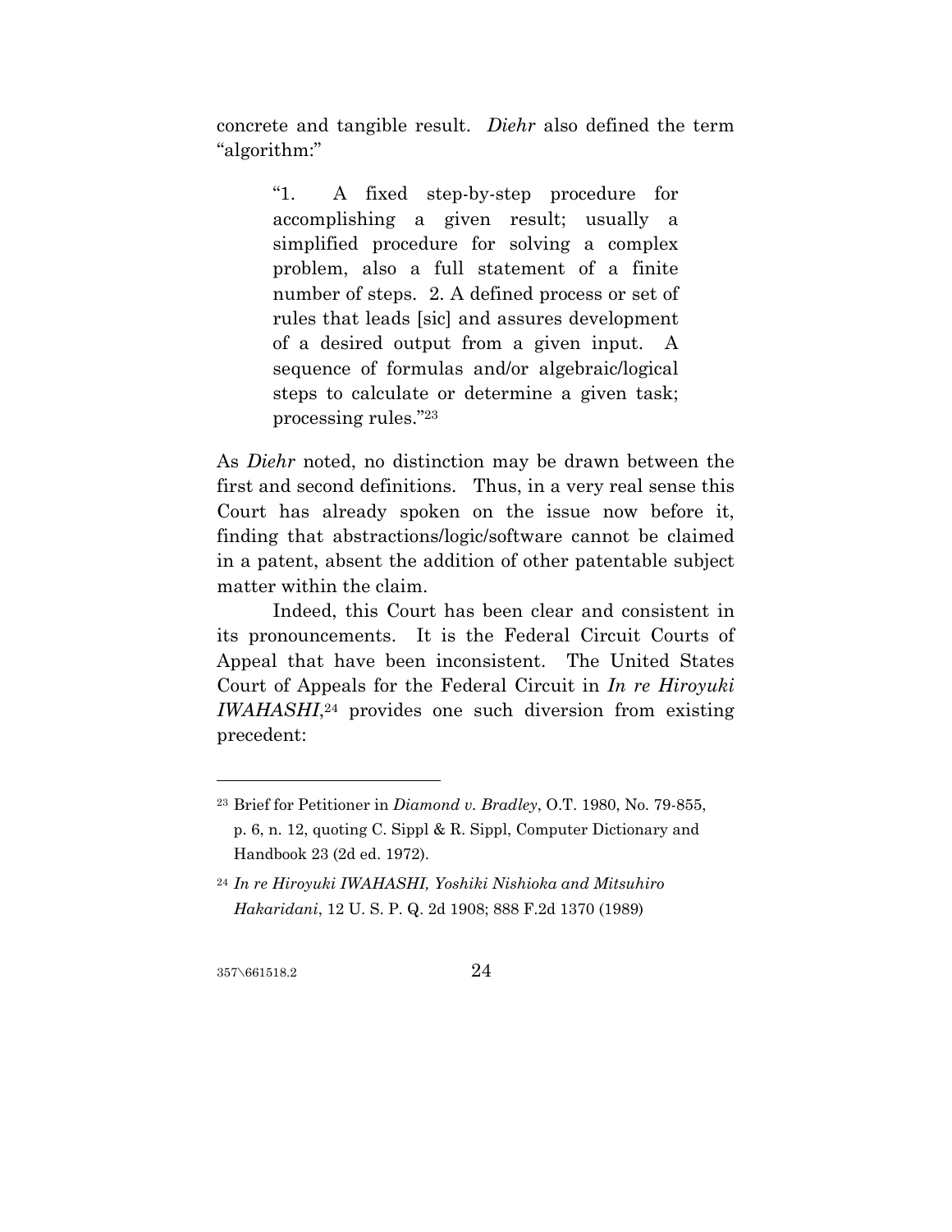concrete and tangible result. *Diehr* also defined the term "algorithm:"

> "1. A fixed step-by-step procedure for accomplishing a given result; usually a simplified procedure for solving a complex problem, also a full statement of a finite number of steps. 2. A defined process or set of rules that leads [sic] and assures development of a desired output from a given input. A sequence of formulas and/or algebraic/logical steps to calculate or determine a given task; processing rules."[23]

As *Diehr* noted, no distinction may be drawn between the first and second definitions. Thus, in a very real sense this Court has already spoken on the issue now before it, finding that abstractions/logic/software cannot be claimed in a patent, absent the addition of other patentable subject matter within the claim.

Indeed, this Court has been clear and consistent in its pronouncements. It is the Federal Circuit Courts of Appeal that have been inconsistent. The United States Court of Appeals for the Federal Circuit in *In re Hiroyuki IWAHASHI*,[24] provides one such diversion from existing precedent:

---

[23] Brief for Petitioner in *Diamond v. Bradley*, O.T. 1980, No. 79-855, p. 6, n. 12, quoting C. Sippl & R. Sippl, Computer Dictionary and Handbook 23 (2d ed. 1972).

[24] *In re Hiroyuki IWAHASHI, Yoshiki Nishioka and Mitsuhiro Hakaridani*, 12 U. S. P. Q. 2d 1908; 888 F.2d 1370 (1989)

357\661518.2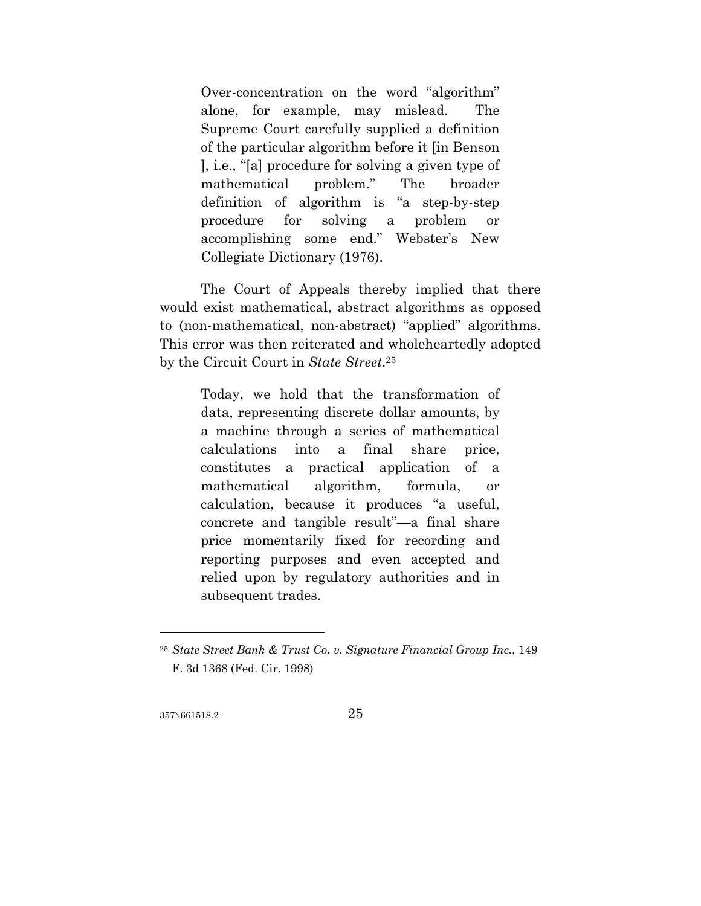> Over-concentration on the word "algorithm" alone, for example, may mislead. The Supreme Court carefully supplied a definition of the particular algorithm before it [in Benson ], i.e., "[a] procedure for solving a given type of mathematical problem." The broader definition of algorithm is "a step-by-step procedure for solving a problem or accomplishing some end." Webster's New Collegiate Dictionary (1976).

The Court of Appeals thereby implied that there would exist mathematical, abstract algorithms as opposed to (non-mathematical, non-abstract) "applied" algorithms. This error was then reiterated and wholeheartedly adopted by the Circuit Court in *State Street*.[25]

> Today, we hold that the transformation of data, representing discrete dollar amounts, by a machine through a series of mathematical calculations into a final share price, constitutes a practical application of a mathematical algorithm, formula, or calculation, because it produces "a useful, concrete and tangible result"—a final share price momentarily fixed for recording and reporting purposes and even accepted and relied upon by regulatory authorities and in subsequent trades.

---

[25] *State Street Bank & Trust Co. v. Signature Financial Group Inc.*, 149 F. 3d 1368 (Fed. Cir. 1998)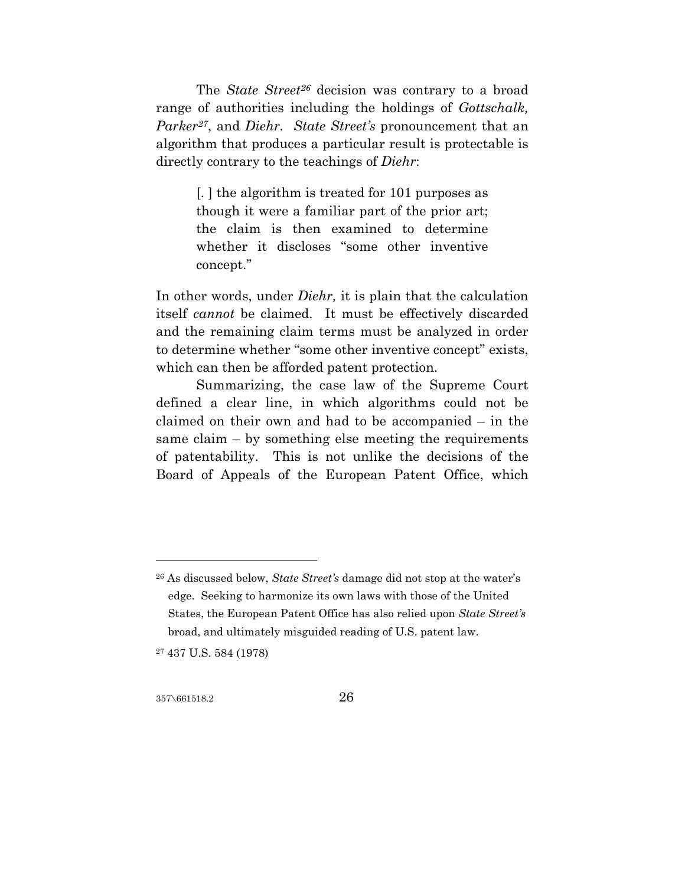The *State Street*[26] decision was contrary to a broad range of authorities including the holdings of *Gottschalk, Parker*[27], and *Diehr*. *State Street's* pronouncement that an algorithm that produces a particular result is protectable is directly contrary to the teachings of *Diehr*:

> [. ] the algorithm is treated for 101 purposes as though it were a familiar part of the prior art; the claim is then examined to determine whether it discloses "some other inventive concept."

In other words, under *Diehr,* it is plain that the calculation itself *cannot* be claimed. It must be effectively discarded and the remaining claim terms must be analyzed in order to determine whether "some other inventive concept" exists, which can then be afforded patent protection.

Summarizing, the case law of the Supreme Court defined a clear line, in which algorithms could not be claimed on their own and had to be accompanied – in the same claim – by something else meeting the requirements of patentability. This is not unlike the decisions of the Board of Appeals of the European Patent Office, which

---

[26] As discussed below, *State Street's* damage did not stop at the water's edge. Seeking to harmonize its own laws with those of the United States, the European Patent Office has also relied upon *State Street's* broad, and ultimately misguided reading of U.S. patent law.

[27] 437 U.S. 584 (1978)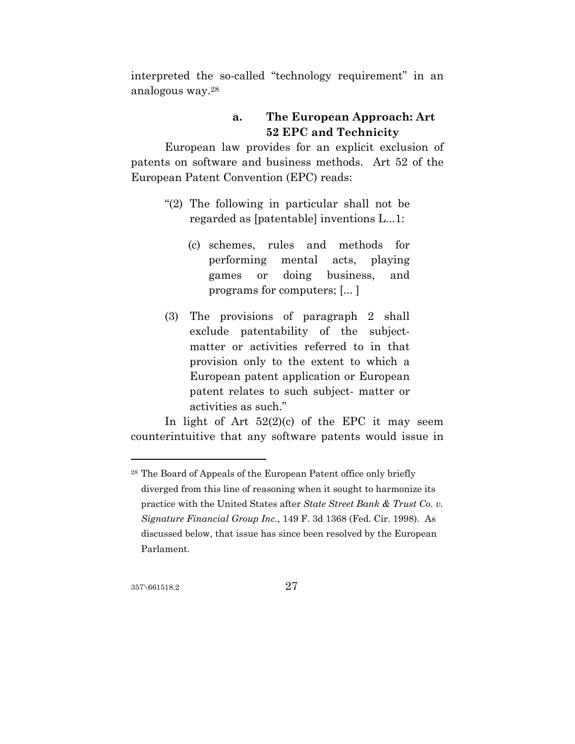interpreted the so-called "technology requirement" in an analogous way.[28]

### a. The European Approach: Art 52 EPC and Technicity

European law provides for an explicit exclusion of patents on software and business methods. Art 52 of the European Patent Convention (EPC) reads:

> "(2) The following in particular shall not be regarded as [patentable] inventions L...1:
>
> (c) schemes, rules and methods for performing mental acts, playing games or doing business, and programs for computers; [... ]
>
> (3) The provisions of paragraph 2 shall exclude patentability of the subject-matter or activities referred to in that provision only to the extent to which a European patent application or European patent relates to such subject- matter or activities as such."

In light of Art 52(2)(c) of the EPC it may seem counterintuitive that any software patents would issue in

---

[28] The Board of Appeals of the European Patent office only briefly diverged from this line of reasoning when it sought to harmonize its practice with the United States after *State Street Bank & Trust Co. v. Signature Financial Group Inc.,* 149 F. 3d 1368 (Fed. Cir. 1998). As discussed below, that issue has since been resolved by the European Parlament.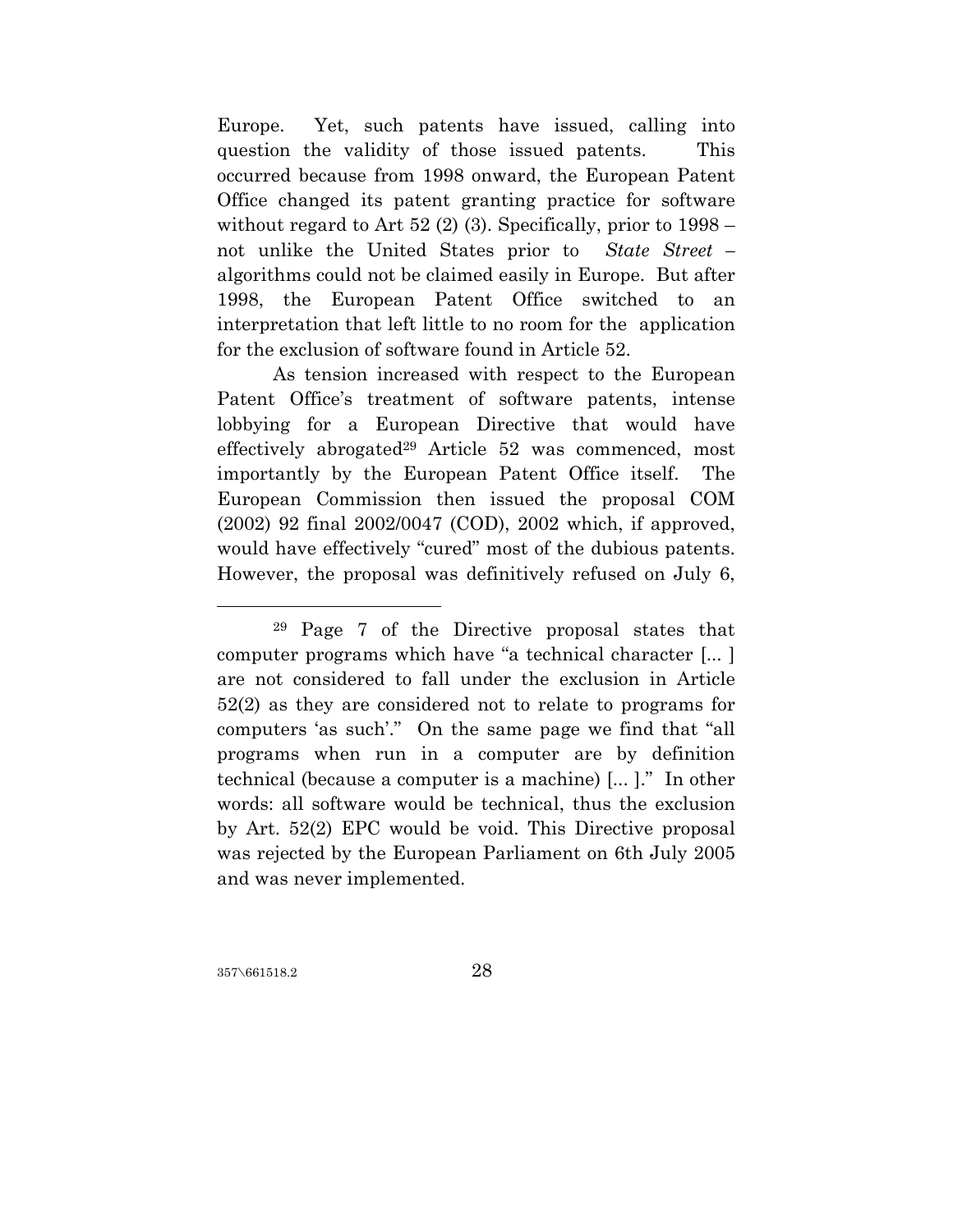Europe. Yet, such patents have issued, calling into question the validity of those issued patents. This occurred because from 1998 onward, the European Patent Office changed its patent granting practice for software without regard to Art 52 (2) (3). Specifically, prior to 1998 – not unlike the United States prior to *State Street* – algorithms could not be claimed easily in Europe. But after 1998, the European Patent Office switched to an interpretation that left little to no room for the application for the exclusion of software found in Article 52.

As tension increased with respect to the European Patent Office's treatment of software patents, intense lobbying for a European Directive that would have effectively abrogated[29] Article 52 was commenced, most importantly by the European Patent Office itself. The European Commission then issued the proposal COM (2002) 92 final 2002/0047 (COD), 2002 which, if approved, would have effectively "cured" most of the dubious patents. However, the proposal was definitively refused on July 6,

[29] Page 7 of the Directive proposal states that computer programs which have "a technical character [... ] are not considered to fall under the exclusion in Article 52(2) as they are considered not to relate to programs for computers 'as such'." On the same page we find that "all programs when run in a computer are by definition technical (because a computer is a machine) [... ]." In other words: all software would be technical, thus the exclusion by Art. 52(2) EPC would be void. This Directive proposal was rejected by the European Parliament on 6th July 2005 and was never implemented.

357\661518.2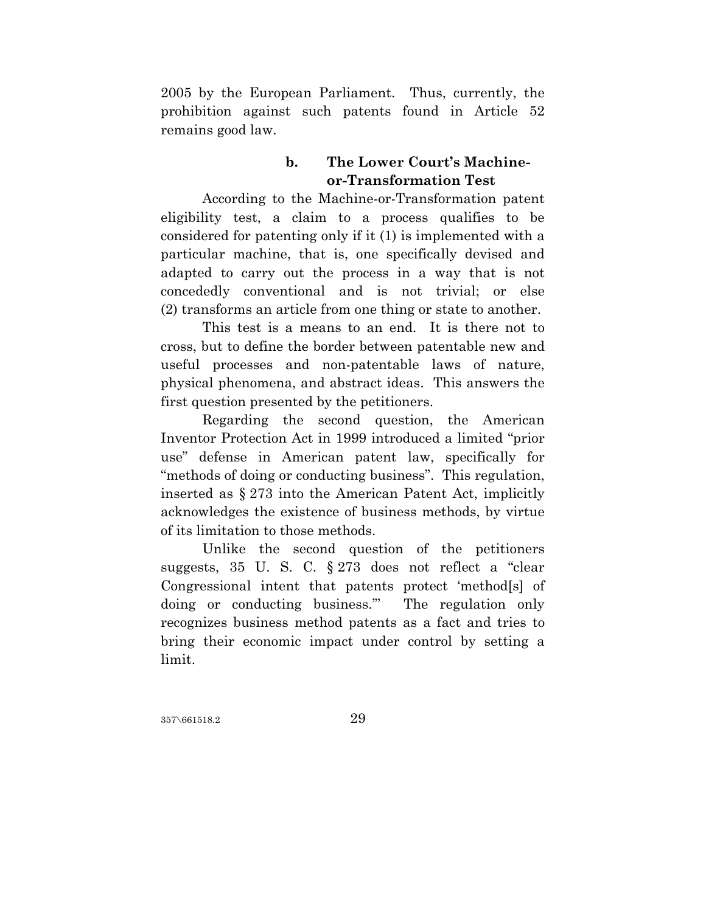2005 by the European Parliament. Thus, currently, the prohibition against such patents found in Article 52 remains good law.

#### b. The Lower Court's Machine-or-Transformation Test

According to the Machine-or-Transformation patent eligibility test, a claim to a process qualifies to be considered for patenting only if it (1) is implemented with a particular machine, that is, one specifically devised and adapted to carry out the process in a way that is not concededly conventional and is not trivial; or else (2) transforms an article from one thing or state to another.

This test is a means to an end. It is there not to cross, but to define the border between patentable new and useful processes and non-patentable laws of nature, physical phenomena, and abstract ideas. This answers the first question presented by the petitioners.

Regarding the second question, the American Inventor Protection Act in 1999 introduced a limited "prior use" defense in American patent law, specifically for "methods of doing or conducting business". This regulation, inserted as § 273 into the American Patent Act, implicitly acknowledges the existence of business methods, by virtue of its limitation to those methods.

Unlike the second question of the petitioners suggests, 35 U. S. C. § 273 does not reflect a "clear Congressional intent that patents protect 'method[s] of doing or conducting business.'" The regulation only recognizes business method patents as a fact and tries to bring their economic impact under control by setting a limit.

357\661518.2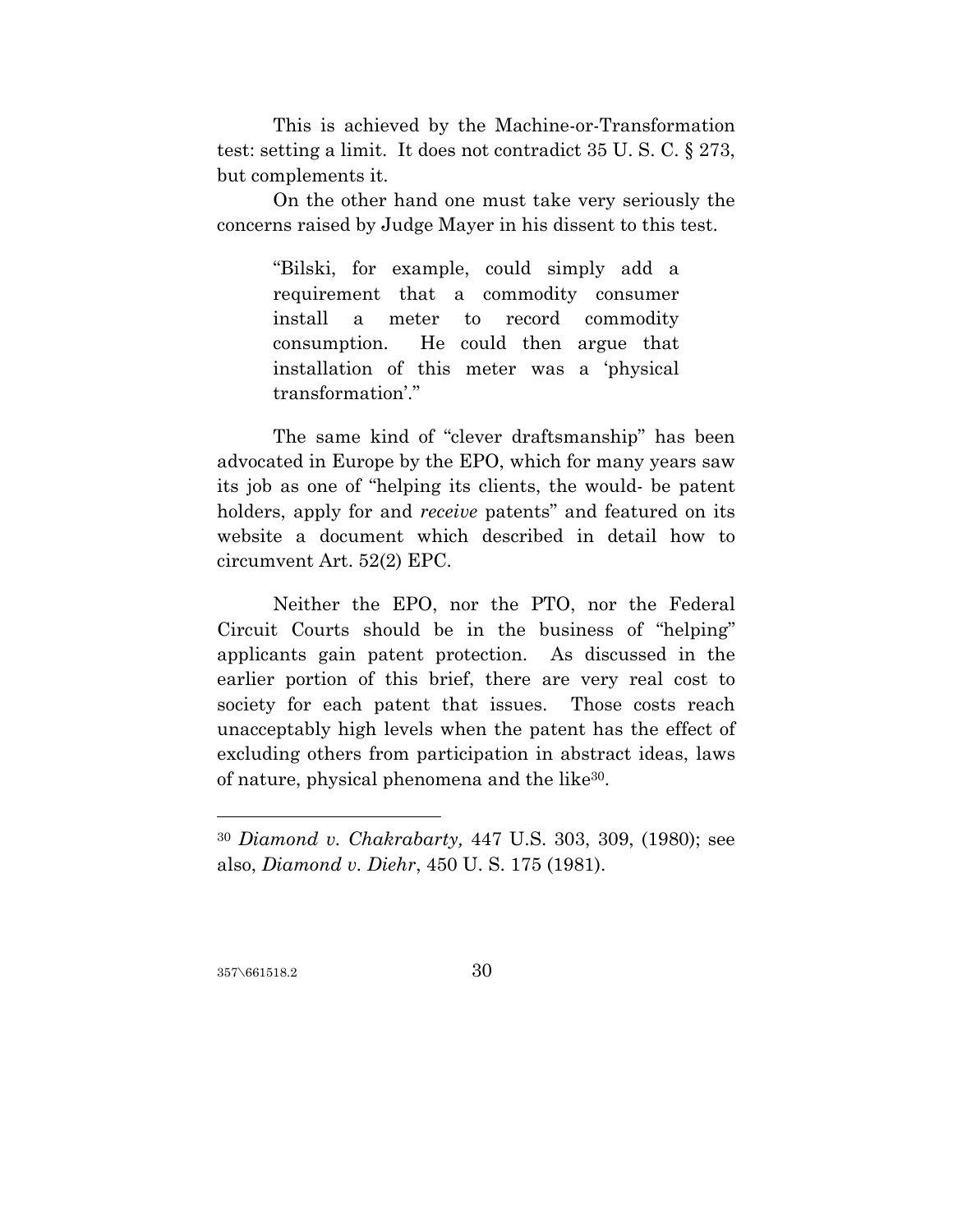This is achieved by the Machine-or-Transformation test: setting a limit. It does not contradict 35 U. S. C. § 273, but complements it.

On the other hand one must take very seriously the concerns raised by Judge Mayer in his dissent to this test.

> "Bilski, for example, could simply add a requirement that a commodity consumer install a meter to record commodity consumption. He could then argue that installation of this meter was a 'physical transformation'."

The same kind of "clever draftsmanship" has been advocated in Europe by the EPO, which for many years saw its job as one of "helping its clients, the would- be patent holders, apply for and *receive* patents" and featured on its website a document which described in detail how to circumvent Art. 52(2) EPC.

Neither the EPO, nor the PTO, nor the Federal Circuit Courts should be in the business of "helping" applicants gain patent protection. As discussed in the earlier portion of this brief, there are very real cost to society for each patent that issues. Those costs reach unacceptably high levels when the patent has the effect of excluding others from participation in abstract ideas, laws of nature, physical phenomena and the like[30].

---

[30] *Diamond v. Chakrabarty,* 447 U.S. 303, 309, (1980); see also, *Diamond v. Diehr*, 450 U. S. 175 (1981).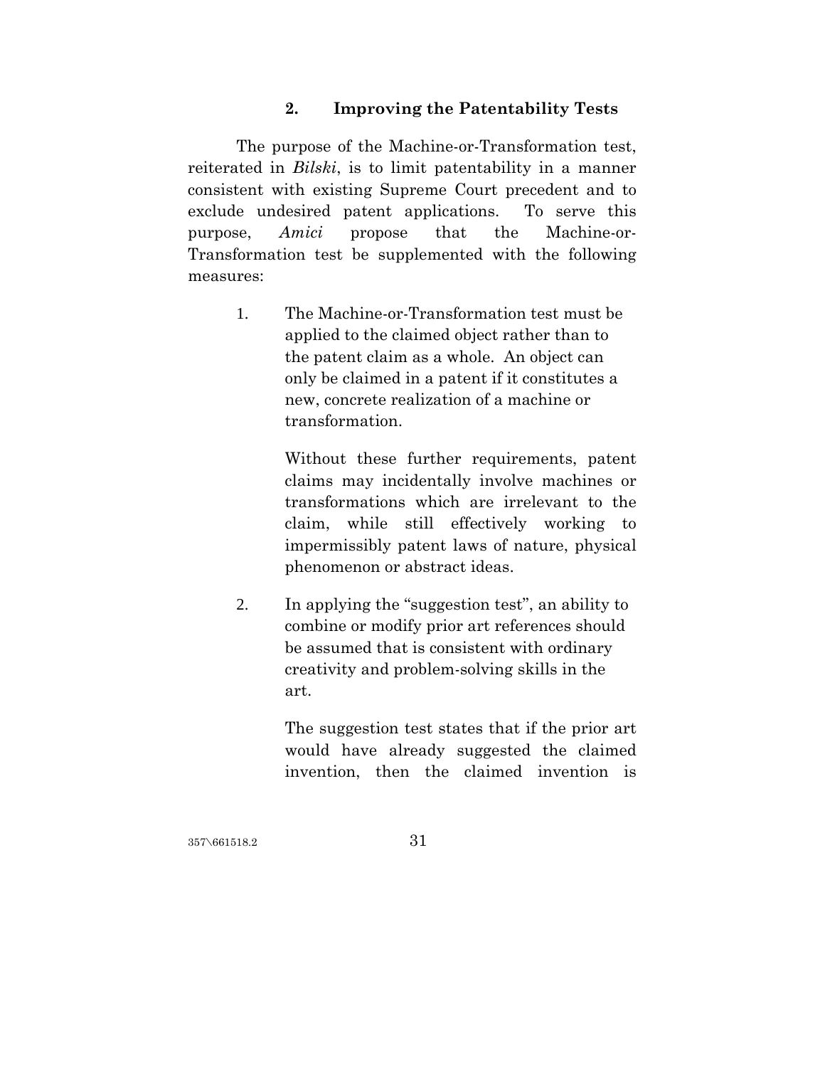### 2. Improving the Patentability Tests

The purpose of the Machine-or-Transformation test, reiterated in *Bilski*, is to limit patentability in a manner consistent with existing Supreme Court precedent and to exclude undesired patent applications. To serve this purpose, *Amici* propose that the Machine-or-Transformation test be supplemented with the following measures:

1. The Machine-or-Transformation test must be applied to the claimed object rather than to the patent claim as a whole. An object can only be claimed in a patent if it constitutes a new, concrete realization of a machine or transformation.

   Without these further requirements, patent claims may incidentally involve machines or transformations which are irrelevant to the claim, while still effectively working to impermissibly patent laws of nature, physical phenomenon or abstract ideas.

2. In applying the "suggestion test", an ability to combine or modify prior art references should be assumed that is consistent with ordinary creativity and problem-solving skills in the art.

   The suggestion test states that if the prior art would have already suggested the claimed invention, then the claimed invention is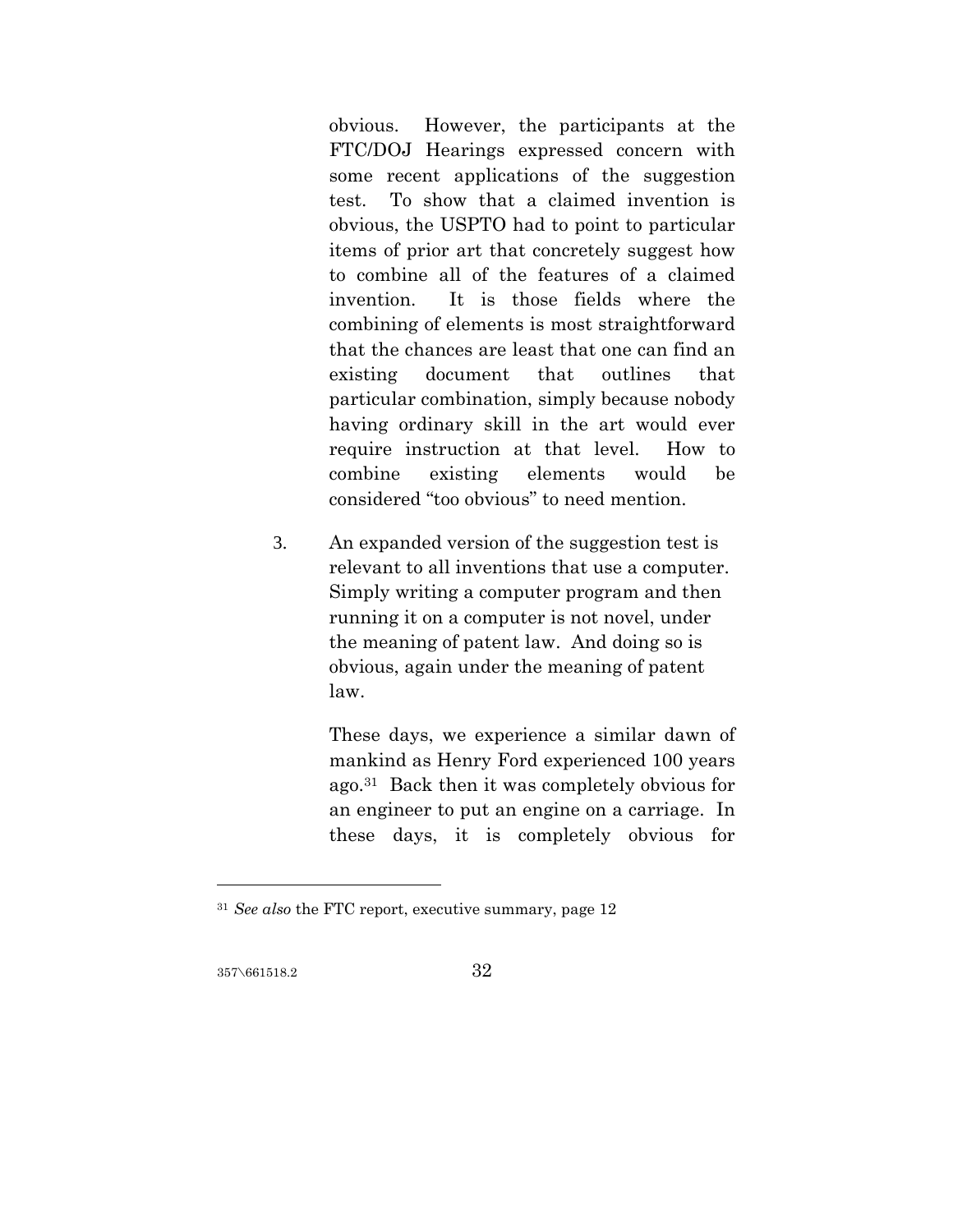obvious. However, the participants at the FTC/DOJ Hearings expressed concern with some recent applications of the suggestion test. To show that a claimed invention is obvious, the USPTO had to point to particular items of prior art that concretely suggest how to combine all of the features of a claimed invention. It is those fields where the combining of elements is most straightforward that the chances are least that one can find an existing document that outlines that particular combination, simply because nobody having ordinary skill in the art would ever require instruction at that level. How to combine existing elements would be considered "too obvious" to need mention.

3. An expanded version of the suggestion test is relevant to all inventions that use a computer. Simply writing a computer program and then running it on a computer is not novel, under the meaning of patent law. And doing so is obvious, again under the meaning of patent law.

   These days, we experience a similar dawn of mankind as Henry Ford experienced 100 years ago.[31] Back then it was completely obvious for an engineer to put an engine on a carriage. In these days, it is completely obvious for

---

[31] *See also* the FTC report, executive summary, page 12

357\661518.2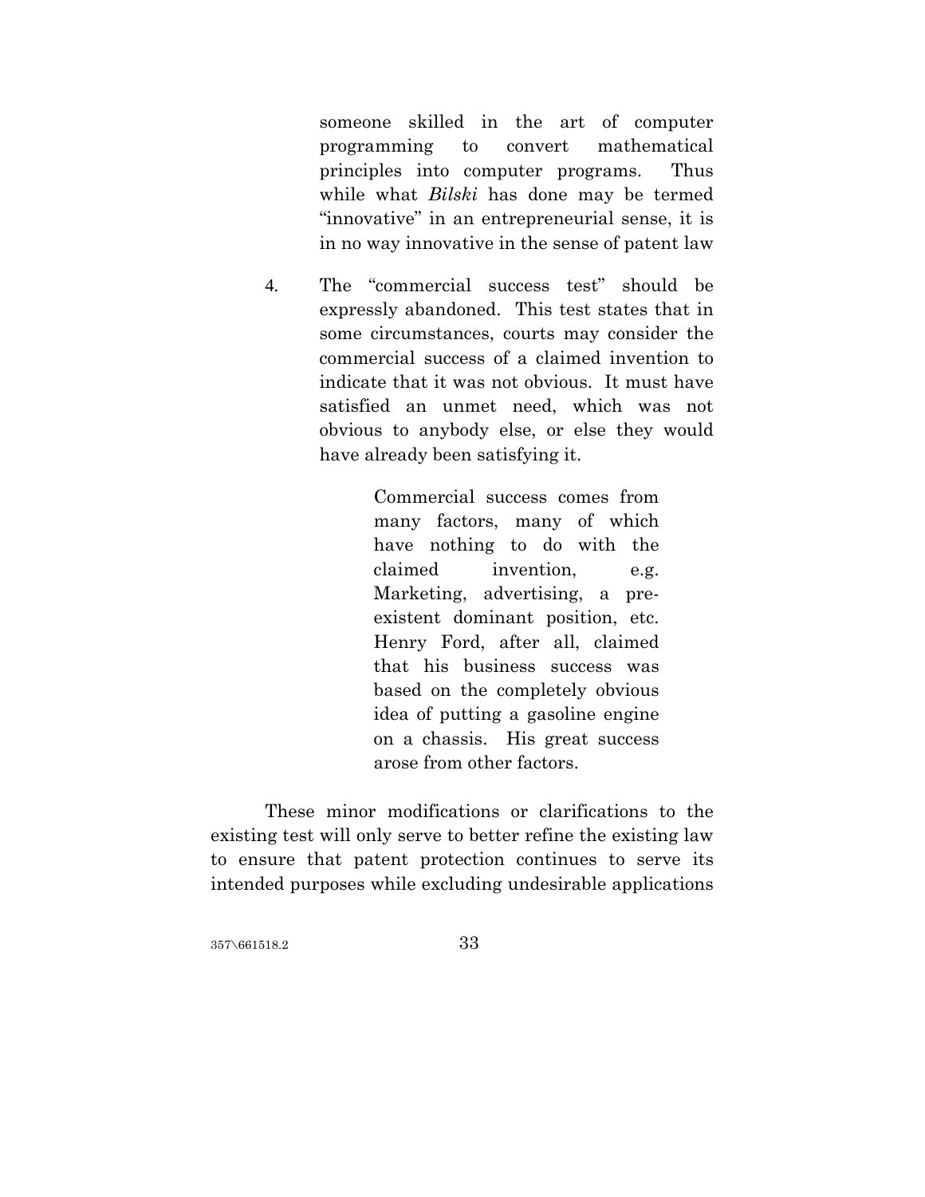someone skilled in the art of computer programming to convert mathematical principles into computer programs. Thus while what *Bilski* has done may be termed "innovative" in an entrepreneurial sense, it is in no way innovative in the sense of patent law

4. The "commercial success test" should be expressly abandoned. This test states that in some circumstances, courts may consider the commercial success of a claimed invention to indicate that it was not obvious. It must have satisfied an unmet need, which was not obvious to anybody else, or else they would have already been satisfying it.

> Commercial success comes from many factors, many of which have nothing to do with the claimed invention, e.g. Marketing, advertising, a pre-existent dominant position, etc. Henry Ford, after all, claimed that his business success was based on the completely obvious idea of putting a gasoline engine on a chassis. His great success arose from other factors.

These minor modifications or clarifications to the existing test will only serve to better refine the existing law to ensure that patent protection continues to serve its intended purposes while excluding undesirable applications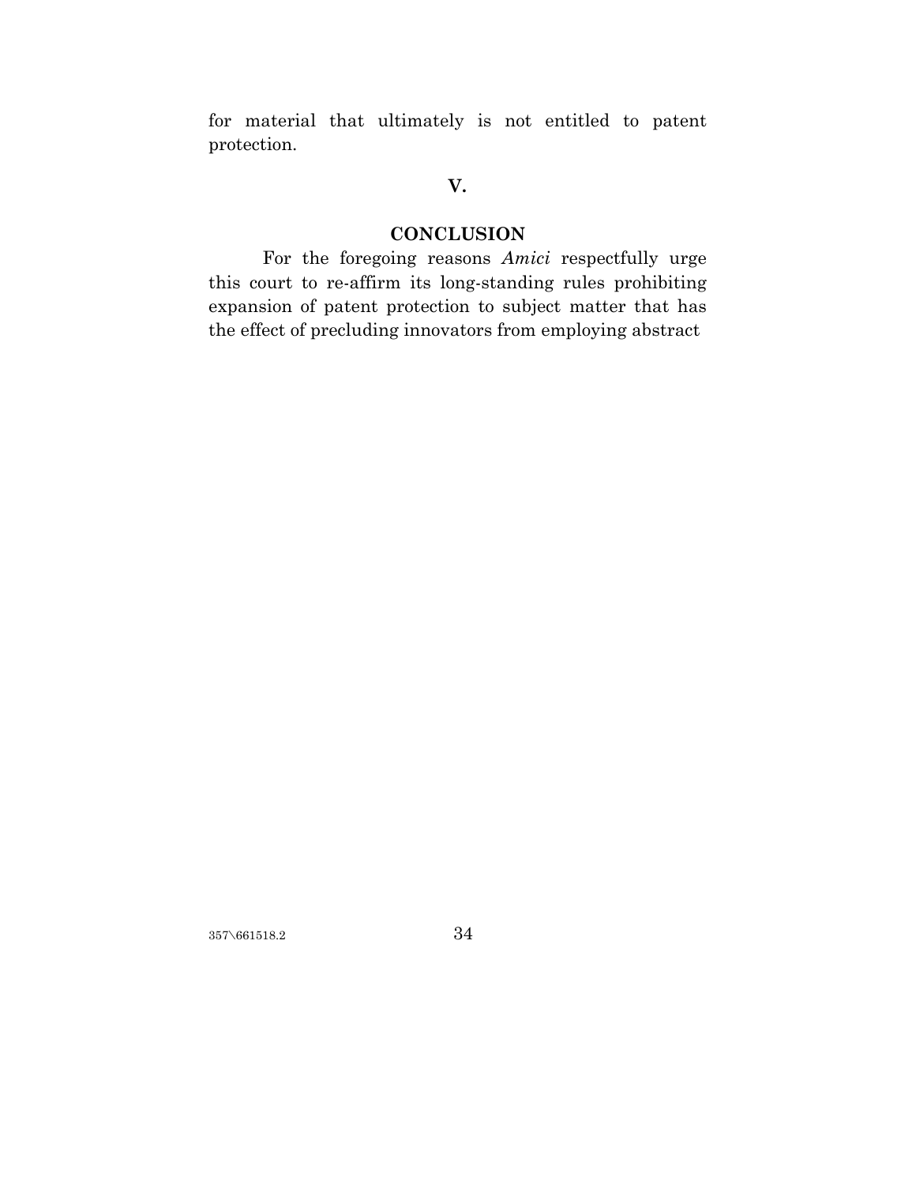for material that ultimately is not entitled to patent protection.

## V.

## CONCLUSION

For the foregoing reasons *Amici* respectfully urge this court to re-affirm its long-standing rules prohibiting expansion of patent protection to subject matter that has the effect of precluding innovators from employing abstract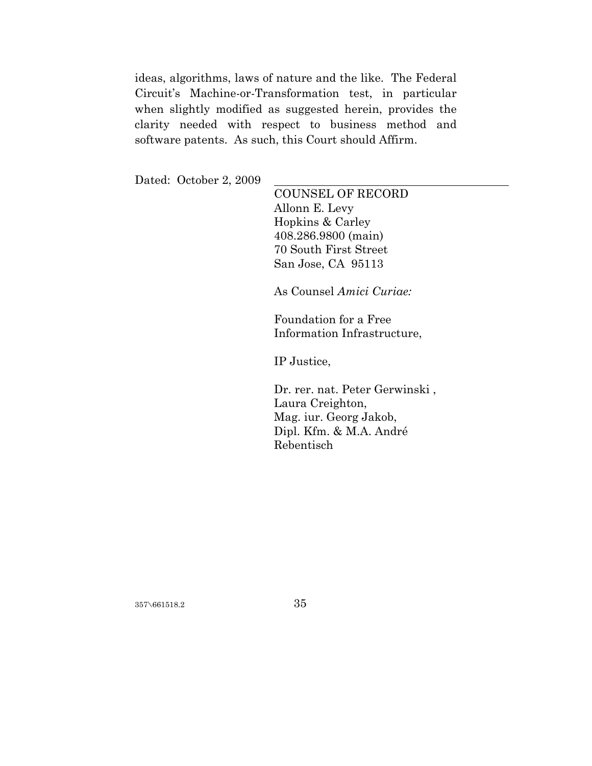ideas, algorithms, laws of nature and the like. The Federal Circuit's Machine-or-Transformation test, in particular when slightly modified as suggested herein, provides the clarity needed with respect to business method and software patents. As such, this Court should Affirm.

Dated: October 2, 2009

\_\_\_\_\_\_\_\_\_\_\_\_\_\_\_\_\_\_\_\_\_\_\_\_\_\_\_\_\_\_\_\_\_\_\_\_\_\_\_\_

COUNSEL OF RECORD
Allonn E. Levy
Hopkins & Carley
408.286.9800 (main)
70 South First Street
San Jose, CA 95113

As Counsel *Amici Curiae:*

Foundation for a Free Information Infrastructure,

IP Justice,

Dr. rer. nat. Peter Gerwinski ,
Laura Creighton,
Mag. iur. Georg Jakob,
Dipl. Kfm. & M.A. André Rebentisch

357\661518.2